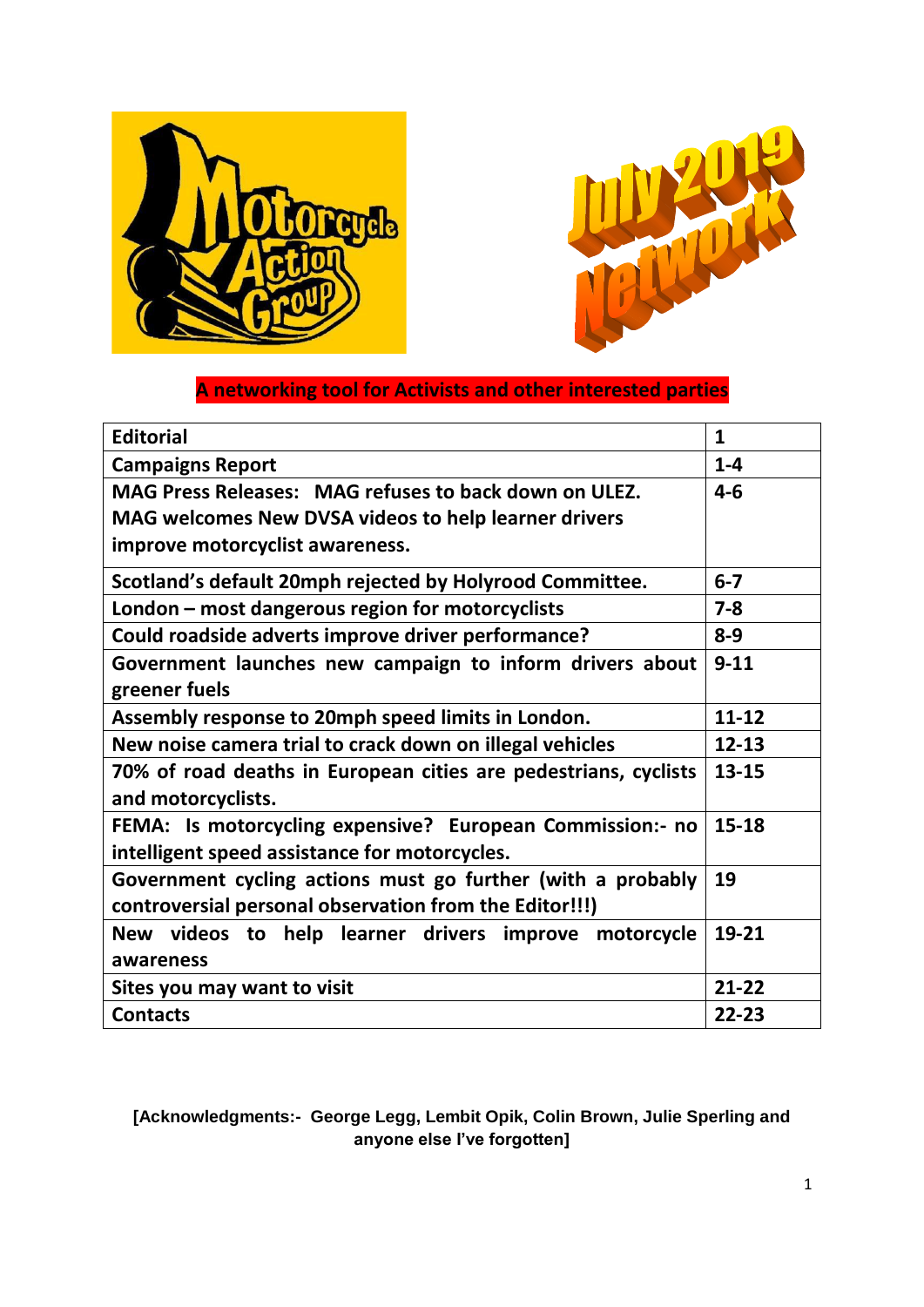# Motorcycle Action Group

# July 2019 Network

**A networking tool for Activists and other interested parties**

| | |
|---|---|
| **Editorial** | **1** |
| **Campaigns Report** | **1-4** |
| **MAG Press Releases: MAG refuses to back down on ULEZ. MAG welcomes New DVSA videos to help learner drivers improve motorcyclist awareness.** | **4-6** |
| **Scotland's default 20mph rejected by Holyrood Committee.** | **6-7** |
| **London – most dangerous region for motorcyclists** | **7-8** |
| **Could roadside adverts improve driver performance?** | **8-9** |
| **Government launches new campaign to inform drivers about greener fuels** | **9-11** |
| **Assembly response to 20mph speed limits in London.** | **11-12** |
| **New noise camera trial to crack down on illegal vehicles** | **12-13** |
| **70% of road deaths in European cities are pedestrians, cyclists and motorcyclists.** | **13-15** |
| **FEMA: Is motorcycling expensive? European Commission:- no intelligent speed assistance for motorcycles.** | **15-18** |
| **Government cycling actions must go further (with a probably controversial personal observation from the Editor!!!)** | **19** |
| **New videos to help learner drivers improve motorcycle awareness** | **19-21** |
| **Sites you may want to visit** | **21-22** |
| **Contacts** | **22-23** |

**[Acknowledgments:- George Legg, Lembit Opik, Colin Brown, Julie Sperling and anyone else I've forgotten]**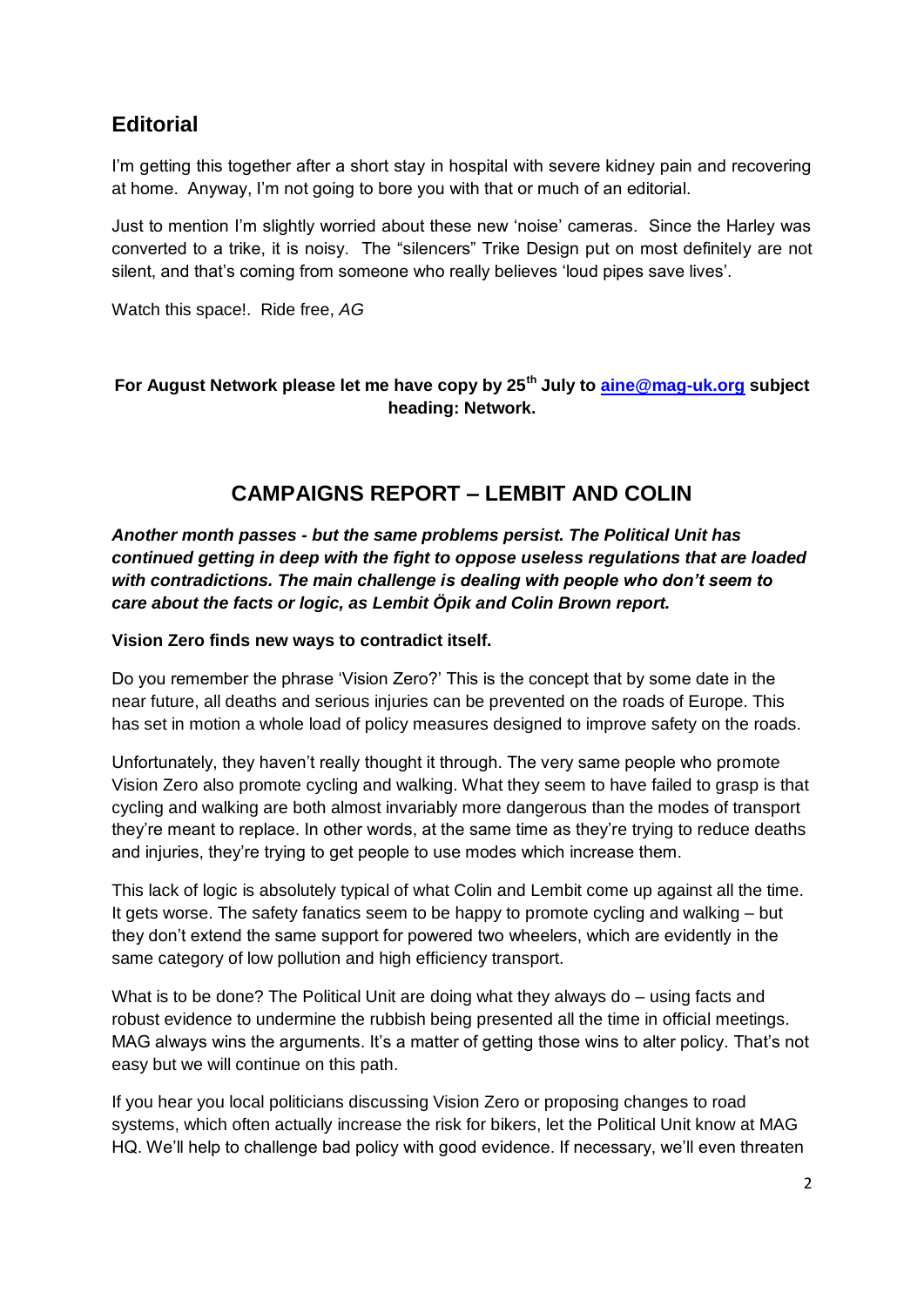## Editorial

I'm getting this together after a short stay in hospital with severe kidney pain and recovering at home. Anyway, I'm not going to bore you with that or much of an editorial.

Just to mention I'm slightly worried about these new 'noise' cameras. Since the Harley was converted to a trike, it is noisy. The "silencers" Trike Design put on most definitely are not silent, and that's coming from someone who really believes 'loud pipes save lives'.

Watch this space!. Ride free, *AG*

**For August Network please let me have copy by 25th July to [aine@mag-uk.org](mailto:aine@mag-uk.org) subject heading: Network.**

## CAMPAIGNS REPORT – LEMBIT AND COLIN

***Another month passes - but the same problems persist. The Political Unit has continued getting in deep with the fight to oppose useless regulations that are loaded with contradictions. The main challenge is dealing with people who don't seem to care about the facts or logic, as Lembit Öpik and Colin Brown report.***

**Vision Zero finds new ways to contradict itself.**

Do you remember the phrase 'Vision Zero?' This is the concept that by some date in the near future, all deaths and serious injuries can be prevented on the roads of Europe. This has set in motion a whole load of policy measures designed to improve safety on the roads.

Unfortunately, they haven't really thought it through. The very same people who promote Vision Zero also promote cycling and walking. What they seem to have failed to grasp is that cycling and walking are both almost invariably more dangerous than the modes of transport they're meant to replace. In other words, at the same time as they're trying to reduce deaths and injuries, they're trying to get people to use modes which increase them.

This lack of logic is absolutely typical of what Colin and Lembit come up against all the time. It gets worse. The safety fanatics seem to be happy to promote cycling and walking – but they don't extend the same support for powered two wheelers, which are evidently in the same category of low pollution and high efficiency transport.

What is to be done? The Political Unit are doing what they always do – using facts and robust evidence to undermine the rubbish being presented all the time in official meetings. MAG always wins the arguments. It's a matter of getting those wins to alter policy. That's not easy but we will continue on this path.

If you hear you local politicians discussing Vision Zero or proposing changes to road systems, which often actually increase the risk for bikers, let the Political Unit know at MAG HQ. We'll help to challenge bad policy with good evidence. If necessary, we'll even threaten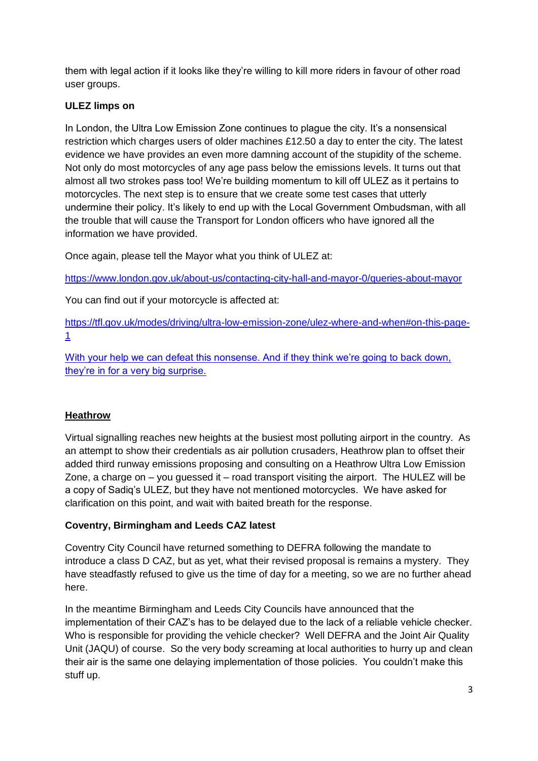them with legal action if it looks like they're willing to kill more riders in favour of other road user groups.

**ULEZ limps on**

In London, the Ultra Low Emission Zone continues to plague the city. It's a nonsensical restriction which charges users of older machines £12.50 a day to enter the city. The latest evidence we have provides an even more damning account of the stupidity of the scheme. Not only do most motorcycles of any age pass below the emissions levels. It turns out that almost all two strokes pass too! We're building momentum to kill off ULEZ as it pertains to motorcycles. The next step is to ensure that we create some test cases that utterly undermine their policy. It's likely to end up with the Local Government Ombudsman, with all the trouble that will cause the Transport for London officers who have ignored all the information we have provided.

Once again, please tell the Mayor what you think of ULEZ at:

https://www.london.gov.uk/about-us/contacting-city-hall-and-mayor-0/queries-about-mayor

You can find out if your motorcycle is affected at:

https://tfl.gov.uk/modes/driving/ultra-low-emission-zone/ulez-where-and-when#on-this-page-1

With your help we can defeat this nonsense. And if they think we're going to back down, they're in for a very big surprise.

**Heathrow**

Virtual signalling reaches new heights at the busiest most polluting airport in the country. As an attempt to show their credentials as air pollution crusaders, Heathrow plan to offset their added third runway emissions proposing and consulting on a Heathrow Ultra Low Emission Zone, a charge on – you guessed it – road transport visiting the airport. The HULEZ will be a copy of Sadiq's ULEZ, but they have not mentioned motorcycles. We have asked for clarification on this point, and wait with baited breath for the response.

**Coventry, Birmingham and Leeds CAZ latest**

Coventry City Council have returned something to DEFRA following the mandate to introduce a class D CAZ, but as yet, what their revised proposal is remains a mystery. They have steadfastly refused to give us the time of day for a meeting, so we are no further ahead here.

In the meantime Birmingham and Leeds City Councils have announced that the implementation of their CAZ's has to be delayed due to the lack of a reliable vehicle checker. Who is responsible for providing the vehicle checker? Well DEFRA and the Joint Air Quality Unit (JAQU) of course. So the very body screaming at local authorities to hurry up and clean their air is the same one delaying implementation of those policies. You couldn't make this stuff up.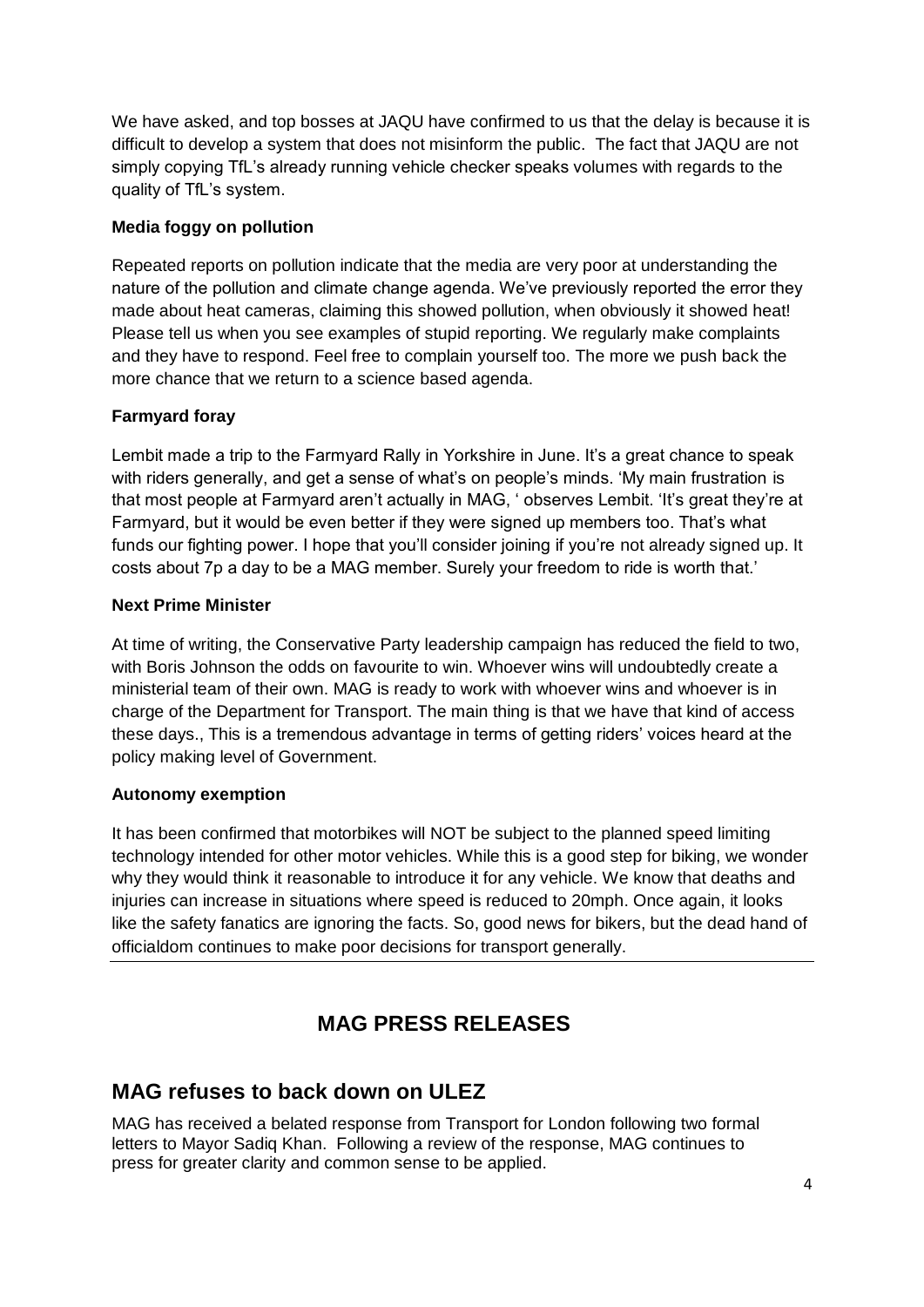We have asked, and top bosses at JAQU have confirmed to us that the delay is because it is difficult to develop a system that does not misinform the public. The fact that JAQU are not simply copying TfL's already running vehicle checker speaks volumes with regards to the quality of TfL's system.

**Media foggy on pollution**

Repeated reports on pollution indicate that the media are very poor at understanding the nature of the pollution and climate change agenda. We've previously reported the error they made about heat cameras, claiming this showed pollution, when obviously it showed heat! Please tell us when you see examples of stupid reporting. We regularly make complaints and they have to respond. Feel free to complain yourself too. The more we push back the more chance that we return to a science based agenda.

**Farmyard foray**

Lembit made a trip to the Farmyard Rally in Yorkshire in June. It's a great chance to speak with riders generally, and get a sense of what's on people's minds. 'My main frustration is that most people at Farmyard aren't actually in MAG, ' observes Lembit. 'It's great they're at Farmyard, but it would be even better if they were signed up members too. That's what funds our fighting power. I hope that you'll consider joining if you're not already signed up. It costs about 7p a day to be a MAG member. Surely your freedom to ride is worth that.'

**Next Prime Minister**

At time of writing, the Conservative Party leadership campaign has reduced the field to two, with Boris Johnson the odds on favourite to win. Whoever wins will undoubtedly create a ministerial team of their own. MAG is ready to work with whoever wins and whoever is in charge of the Department for Transport. The main thing is that we have that kind of access these days., This is a tremendous advantage in terms of getting riders' voices heard at the policy making level of Government.

**Autonomy exemption**

It has been confirmed that motorbikes will NOT be subject to the planned speed limiting technology intended for other motor vehicles. While this is a good step for biking, we wonder why they would think it reasonable to introduce it for any vehicle. We know that deaths and injuries can increase in situations where speed is reduced to 20mph. Once again, it looks like the safety fanatics are ignoring the facts. So, good news for bikers, but the dead hand of officialdom continues to make poor decisions for transport generally.

# MAG PRESS RELEASES

## MAG refuses to back down on ULEZ

MAG has received a belated response from Transport for London following two formal letters to Mayor Sadiq Khan. Following a review of the response, MAG continues to press for greater clarity and common sense to be applied.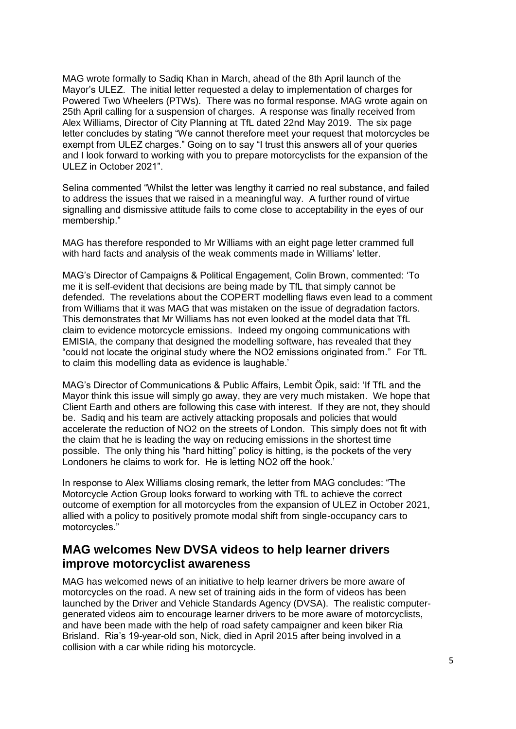MAG wrote formally to Sadiq Khan in March, ahead of the 8th April launch of the Mayor's ULEZ. The initial letter requested a delay to implementation of charges for Powered Two Wheelers (PTWs). There was no formal response. MAG wrote again on 25th April calling for a suspension of charges. A response was finally received from Alex Williams, Director of City Planning at TfL dated 22nd May 2019. The six page letter concludes by stating "We cannot therefore meet your request that motorcycles be exempt from ULEZ charges." Going on to say "I trust this answers all of your queries and I look forward to working with you to prepare motorcyclists for the expansion of the ULEZ in October 2021".

Selina commented "Whilst the letter was lengthy it carried no real substance, and failed to address the issues that we raised in a meaningful way. A further round of virtue signalling and dismissive attitude fails to come close to acceptability in the eyes of our membership."

MAG has therefore responded to Mr Williams with an eight page letter crammed full with hard facts and analysis of the weak comments made in Williams' letter.

MAG's Director of Campaigns & Political Engagement, Colin Brown, commented: 'To me it is self-evident that decisions are being made by TfL that simply cannot be defended. The revelations about the COPERT modelling flaws even lead to a comment from Williams that it was MAG that was mistaken on the issue of degradation factors. This demonstrates that Mr Williams has not even looked at the model data that TfL claim to evidence motorcycle emissions. Indeed my ongoing communications with EMISIA, the company that designed the modelling software, has revealed that they "could not locate the original study where the $NO_2$ emissions originated from." For TfL to claim this modelling data as evidence is laughable.'

MAG's Director of Communications & Public Affairs, Lembit Öpik, said: 'If TfL and the Mayor think this issue will simply go away, they are very much mistaken. We hope that Client Earth and others are following this case with interest. If they are not, they should be. Sadiq and his team are actively attacking proposals and policies that would accelerate the reduction of $NO_2$ on the streets of London. This simply does not fit with the claim that he is leading the way on reducing emissions in the shortest time possible. The only thing his "hard hitting" policy is hitting, is the pockets of the very Londoners he claims to work for. He is letting $NO_2$ off the hook.'

In response to Alex Williams closing remark, the letter from MAG concludes: "The Motorcycle Action Group looks forward to working with TfL to achieve the correct outcome of exemption for all motorcycles from the expansion of ULEZ in October 2021, allied with a policy to positively promote modal shift from single-occupancy cars to motorcycles."

## MAG welcomes New DVSA videos to help learner drivers improve motorcyclist awareness

MAG has welcomed news of an initiative to help learner drivers be more aware of motorcycles on the road. A new set of training aids in the form of videos has been launched by the Driver and Vehicle Standards Agency (DVSA). The realistic computer-generated videos aim to encourage learner drivers to be more aware of motorcyclists, and have been made with the help of road safety campaigner and keen biker Ria Brisland. Ria's 19-year-old son, Nick, died in April 2015 after being involved in a collision with a car while riding his motorcycle.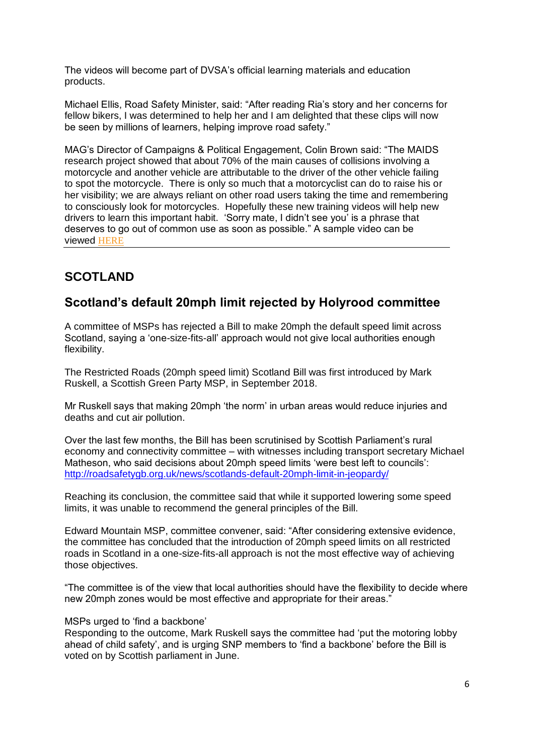The videos will become part of DVSA's official learning materials and education products.

Michael Ellis, Road Safety Minister, said: "After reading Ria's story and her concerns for fellow bikers, I was determined to help her and I am delighted that these clips will now be seen by millions of learners, helping improve road safety."

MAG's Director of Campaigns & Political Engagement, Colin Brown said: "The MAIDS research project showed that about 70% of the main causes of collisions involving a motorcycle and another vehicle are attributable to the driver of the other vehicle failing to spot the motorcycle. There is only so much that a motorcyclist can do to raise his or her visibility; we are always reliant on other road users taking the time and remembering to consciously look for motorcycles. Hopefully these new training videos will help new drivers to learn this important habit. 'Sorry mate, I didn't see you' is a phrase that deserves to go out of common use as soon as possible." A sample video can be viewed HERE

---

## SCOTLAND

## Scotland's default 20mph limit rejected by Holyrood committee

A committee of MSPs has rejected a Bill to make 20mph the default speed limit across Scotland, saying a 'one-size-fits-all' approach would not give local authorities enough flexibility.

The Restricted Roads (20mph speed limit) Scotland Bill was first introduced by Mark Ruskell, a Scottish Green Party MSP, in September 2018.

Mr Ruskell says that making 20mph 'the norm' in urban areas would reduce injuries and deaths and cut air pollution.

Over the last few months, the Bill has been scrutinised by Scottish Parliament's rural economy and connectivity committee – with witnesses including transport secretary Michael Matheson, who said decisions about 20mph speed limits 'were best left to councils': http://roadsafetygb.org.uk/news/scotlands-default-20mph-limit-in-jeopardy/

Reaching its conclusion, the committee said that while it supported lowering some speed limits, it was unable to recommend the general principles of the Bill.

Edward Mountain MSP, committee convener, said: "After considering extensive evidence, the committee has concluded that the introduction of 20mph speed limits on all restricted roads in Scotland in a one-size-fits-all approach is not the most effective way of achieving those objectives.

"The committee is of the view that local authorities should have the flexibility to decide where new 20mph zones would be most effective and appropriate for their areas."

MSPs urged to 'find a backbone'

Responding to the outcome, Mark Ruskell says the committee had 'put the motoring lobby ahead of child safety', and is urging SNP members to 'find a backbone' before the Bill is voted on by Scottish parliament in June.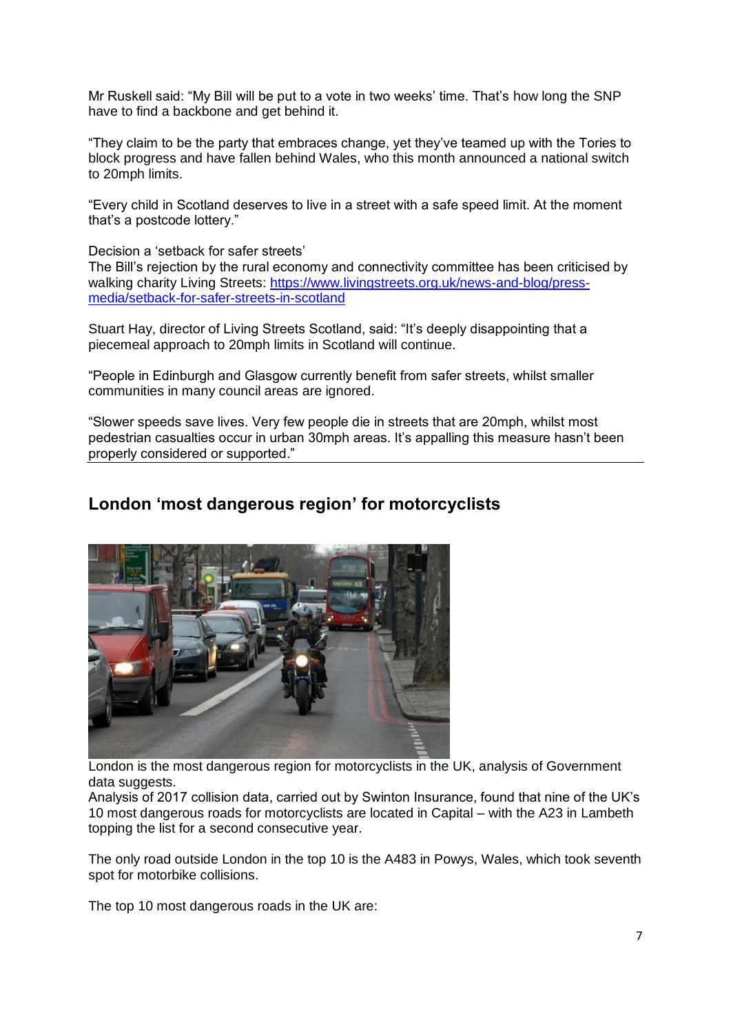Mr Ruskell said: “My Bill will be put to a vote in two weeks’ time. That’s how long the SNP have to find a backbone and get behind it.

“They claim to be the party that embraces change, yet they’ve teamed up with the Tories to block progress and have fallen behind Wales, who this month announced a national switch to 20mph limits.

“Every child in Scotland deserves to live in a street with a safe speed limit. At the moment that’s a postcode lottery.”

Decision a ‘setback for safer streets’
The Bill’s rejection by the rural economy and connectivity committee has been criticised by walking charity Living Streets: [https://www.livingstreets.org.uk/news-and-blog/press-media/setback-for-safer-streets-in-scotland](https://www.livingstreets.org.uk/news-and-blog/press-media/setback-for-safer-streets-in-scotland)

Stuart Hay, director of Living Streets Scotland, said: “It’s deeply disappointing that a piecemeal approach to 20mph limits in Scotland will continue.

“People in Edinburgh and Glasgow currently benefit from safer streets, whilst smaller communities in many council areas are ignored.

“Slower speeds save lives. Very few people die in streets that are 20mph, whilst most pedestrian casualties occur in urban 30mph areas. It’s appalling this measure hasn’t been properly considered or supported.”

---

## London ‘most dangerous region’ for motorcyclists

London is the most dangerous region for motorcyclists in the UK, analysis of Government data suggests.
Analysis of 2017 collision data, carried out by Swinton Insurance, found that nine of the UK’s 10 most dangerous roads for motorcyclists are located in Capital – with the A23 in Lambeth topping the list for a second consecutive year.

The only road outside London in the top 10 is the A483 in Powys, Wales, which took seventh spot for motorbike collisions.

The top 10 most dangerous roads in the UK are: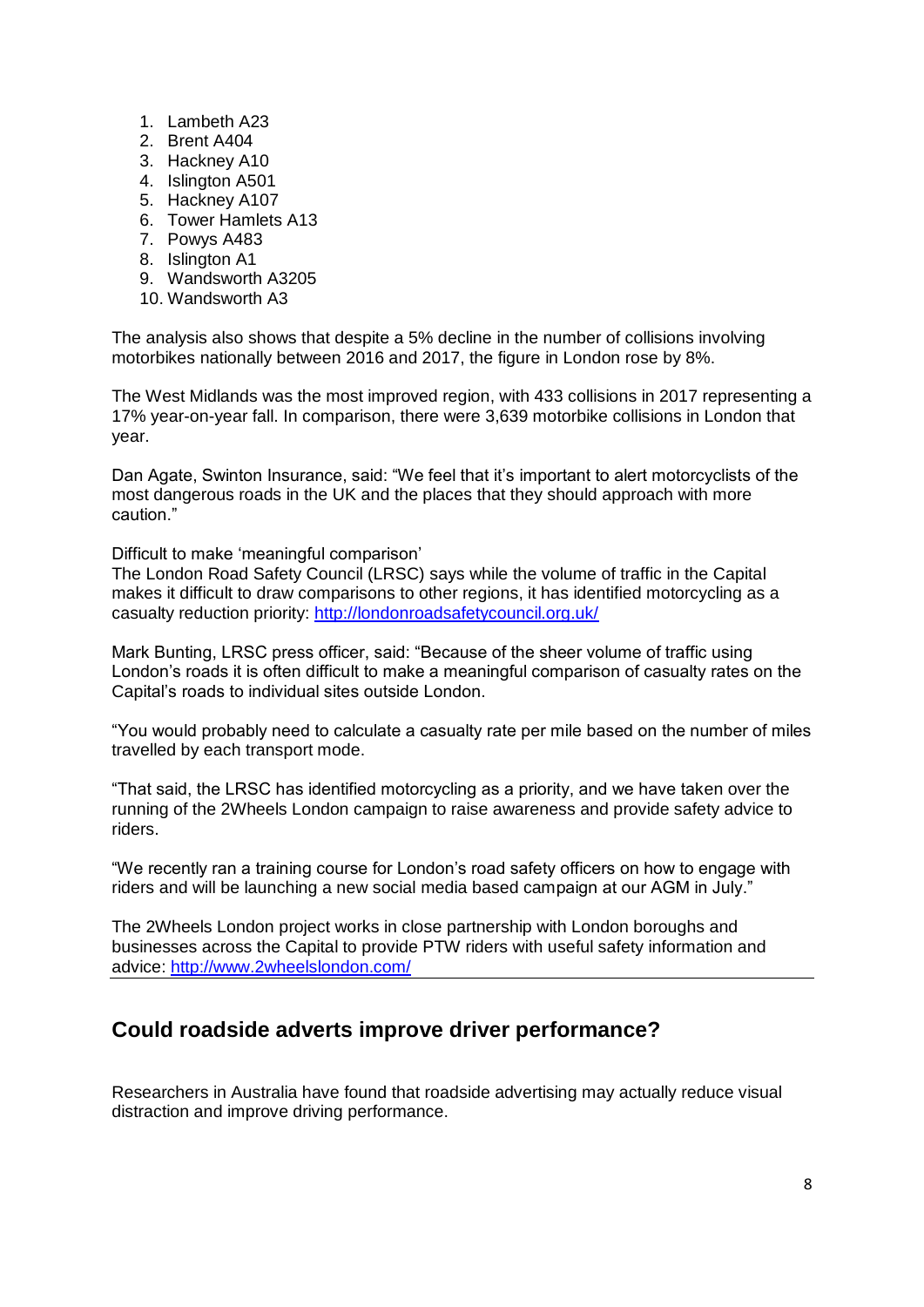1. Lambeth A23
2. Brent A404
3. Hackney A10
4. Islington A501
5. Hackney A107
6. Tower Hamlets A13
7. Powys A483
8. Islington A1
9. Wandsworth A3205
10. Wandsworth A3

The analysis also shows that despite a 5% decline in the number of collisions involving motorbikes nationally between 2016 and 2017, the figure in London rose by 8%.

The West Midlands was the most improved region, with 433 collisions in 2017 representing a 17% year-on-year fall. In comparison, there were 3,639 motorbike collisions in London that year.

Dan Agate, Swinton Insurance, said: "We feel that it's important to alert motorcyclists of the most dangerous roads in the UK and the places that they should approach with more caution."

Difficult to make 'meaningful comparison'

The London Road Safety Council (LRSC) says while the volume of traffic in the Capital makes it difficult to draw comparisons to other regions, it has identified motorcycling as a casualty reduction priority: [http://londonroadsafetycouncil.org.uk/](http://londonroadsafetycouncil.org.uk/)

Mark Bunting, LRSC press officer, said: "Because of the sheer volume of traffic using London's roads it is often difficult to make a meaningful comparison of casualty rates on the Capital's roads to individual sites outside London.

"You would probably need to calculate a casualty rate per mile based on the number of miles travelled by each transport mode.

"That said, the LRSC has identified motorcycling as a priority, and we have taken over the running of the 2Wheels London campaign to raise awareness and provide safety advice to riders.

"We recently ran a training course for London's road safety officers on how to engage with riders and will be launching a new social media based campaign at our AGM in July."

The 2Wheels London project works in close partnership with London boroughs and businesses across the Capital to provide PTW riders with useful safety information and advice: [http://www.2wheelslondon.com/](http://www.2wheelslondon.com/)

## Could roadside adverts improve driver performance?

Researchers in Australia have found that roadside advertising may actually reduce visual distraction and improve driving performance.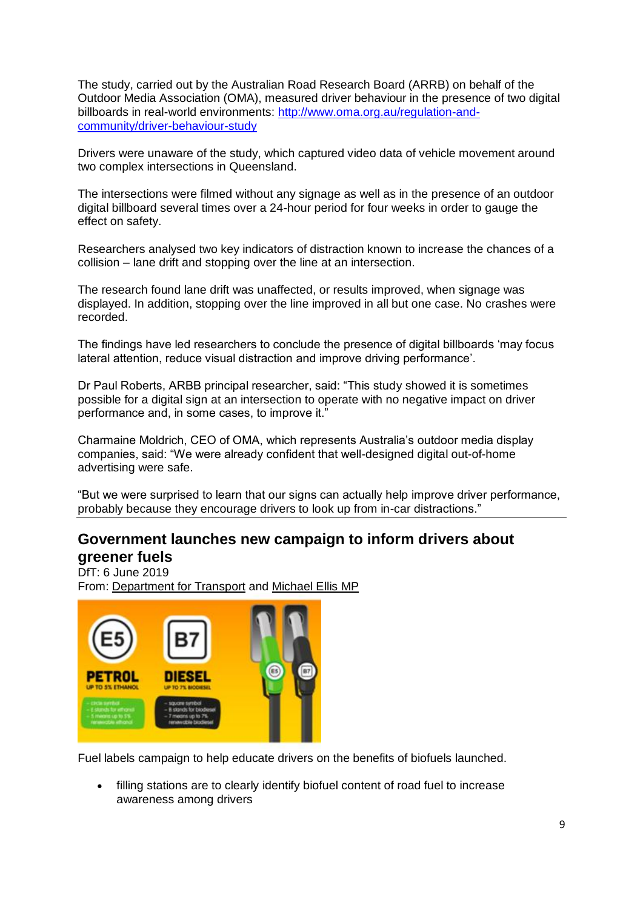The study, carried out by the Australian Road Research Board (ARRB) on behalf of the Outdoor Media Association (OMA), measured driver behaviour in the presence of two digital billboards in real-world environments: [http://www.oma.org.au/regulation-and-community/driver-behaviour-study](http://www.oma.org.au/regulation-and-community/driver-behaviour-study)

Drivers were unaware of the study, which captured video data of vehicle movement around two complex intersections in Queensland.

The intersections were filmed without any signage as well as in the presence of an outdoor digital billboard several times over a 24-hour period for four weeks in order to gauge the effect on safety.

Researchers analysed two key indicators of distraction known to increase the chances of a collision – lane drift and stopping over the line at an intersection.

The research found lane drift was unaffected, or results improved, when signage was displayed. In addition, stopping over the line improved in all but one case. No crashes were recorded.

The findings have led researchers to conclude the presence of digital billboards 'may focus lateral attention, reduce visual distraction and improve driving performance'.

Dr Paul Roberts, ARBB principal researcher, said: "This study showed it is sometimes possible for a digital sign at an intersection to operate with no negative impact on driver performance and, in some cases, to improve it."

Charmaine Moldrich, CEO of OMA, which represents Australia's outdoor media display companies, said: "We were already confident that well-designed digital out-of-home advertising were safe.

"But we were surprised to learn that our signs can actually help improve driver performance, probably because they encourage drivers to look up from in-car distractions."

---

## Government launches new campaign to inform drivers about greener fuels

DfT: 6 June 2019
From: Department for Transport and Michael Ellis MP

Fuel labels campaign to help educate drivers on the benefits of biofuels launched.

- filling stations are to clearly identify biofuel content of road fuel to increase awareness among drivers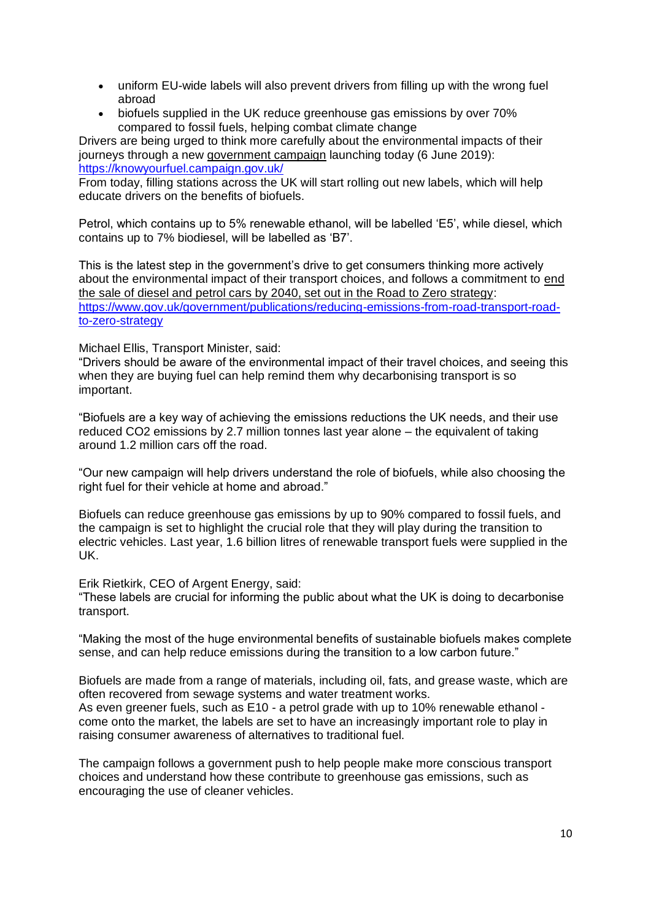- uniform EU-wide labels will also prevent drivers from filling up with the wrong fuel abroad
- biofuels supplied in the UK reduce greenhouse gas emissions by over 70% compared to fossil fuels, helping combat climate change

Drivers are being urged to think more carefully about the environmental impacts of their journeys through a new government campaign launching today (6 June 2019): https://knowyourfuel.campaign.gov.uk/

From today, filling stations across the UK will start rolling out new labels, which will help educate drivers on the benefits of biofuels.

Petrol, which contains up to 5% renewable ethanol, will be labelled 'E5', while diesel, which contains up to 7% biodiesel, will be labelled as 'B7'.

This is the latest step in the government's drive to get consumers thinking more actively about the environmental impact of their transport choices, and follows a commitment to end the sale of diesel and petrol cars by 2040, set out in the Road to Zero strategy: https://www.gov.uk/government/publications/reducing-emissions-from-road-transport-road-to-zero-strategy

Michael Ellis, Transport Minister, said:

"Drivers should be aware of the environmental impact of their travel choices, and seeing this when they are buying fuel can help remind them why decarbonising transport is so important.

"Biofuels are a key way of achieving the emissions reductions the UK needs, and their use reduced $CO_2$ emissions by 2.7 million tonnes last year alone – the equivalent of taking around 1.2 million cars off the road.

"Our new campaign will help drivers understand the role of biofuels, while also choosing the right fuel for their vehicle at home and abroad."

Biofuels can reduce greenhouse gas emissions by up to 90% compared to fossil fuels, and the campaign is set to highlight the crucial role that they will play during the transition to electric vehicles. Last year, 1.6 billion litres of renewable transport fuels were supplied in the UK.

Erik Rietkirk, CEO of Argent Energy, said:

"These labels are crucial for informing the public about what the UK is doing to decarbonise transport.

"Making the most of the huge environmental benefits of sustainable biofuels makes complete sense, and can help reduce emissions during the transition to a low carbon future."

Biofuels are made from a range of materials, including oil, fats, and grease waste, which are often recovered from sewage systems and water treatment works.

As even greener fuels, such as E10 - a petrol grade with up to 10% renewable ethanol - come onto the market, the labels are set to have an increasingly important role to play in raising consumer awareness of alternatives to traditional fuel.

The campaign follows a government push to help people make more conscious transport choices and understand how these contribute to greenhouse gas emissions, such as encouraging the use of cleaner vehicles.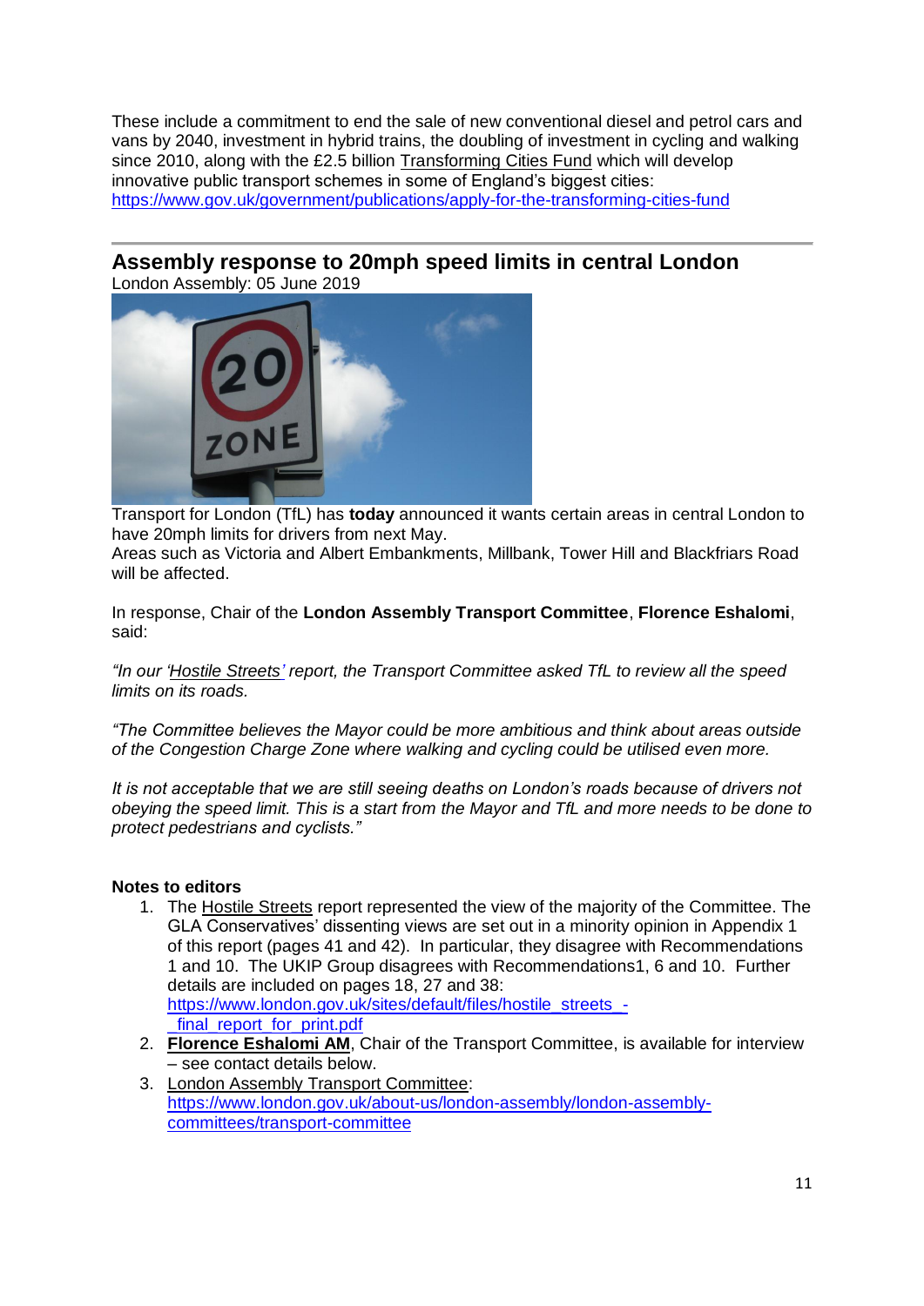These include a commitment to end the sale of new conventional diesel and petrol cars and vans by 2040, investment in hybrid trains, the doubling of investment in cycling and walking since 2010, along with the £2.5 billion Transforming Cities Fund which will develop innovative public transport schemes in some of England's biggest cities: https://www.gov.uk/government/publications/apply-for-the-transforming-cities-fund

---

## Assembly response to 20mph speed limits in central London

London Assembly: 05 June 2019

Transport for London (TfL) has **today** announced it wants certain areas in central London to have 20mph limits for drivers from next May.
Areas such as Victoria and Albert Embankments, Millbank, Tower Hill and Blackfriars Road will be affected.

In response, Chair of the **London Assembly Transport Committee**, **Florence Eshalomi**, said:

*"In our 'Hostile Streets' report, the Transport Committee asked TfL to review all the speed limits on its roads.*

*"The Committee believes the Mayor could be more ambitious and think about areas outside of the Congestion Charge Zone where walking and cycling could be utilised even more.*

*It is not acceptable that we are still seeing deaths on London's roads because of drivers not obeying the speed limit. This is a start from the Mayor and TfL and more needs to be done to protect pedestrians and cyclists."*

**Notes to editors**

1. The Hostile Streets report represented the view of the majority of the Committee. The GLA Conservatives' dissenting views are set out in a minority opinion in Appendix 1 of this report (pages 41 and 42). In particular, they disagree with Recommendations 1 and 10. The UKIP Group disagrees with Recommendations1, 6 and 10. Further details are included on pages 18, 27 and 38: https://www.london.gov.uk/sites/default/files/hostile_streets_-_final_report_for_print.pdf
2. **Florence Eshalomi AM**, Chair of the Transport Committee, is available for interview – see contact details below.
3. London Assembly Transport Committee: https://www.london.gov.uk/about-us/london-assembly/london-assembly-committees/transport-committee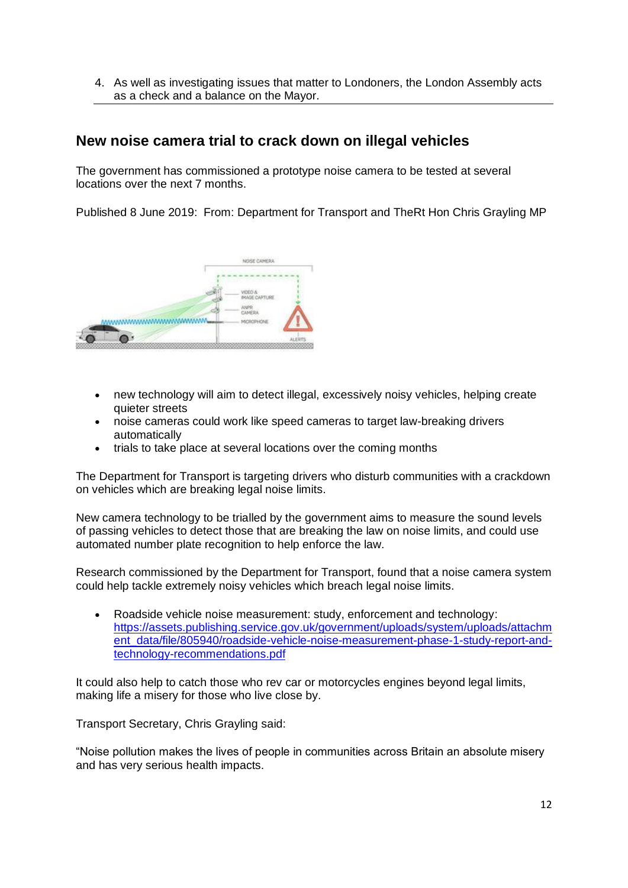4. As well as investigating issues that matter to Londoners, the London Assembly acts as a check and a balance on the Mayor.

## New noise camera trial to crack down on illegal vehicles

The government has commissioned a prototype noise camera to be tested at several locations over the next 7 months.

Published 8 June 2019: From: Department for Transport and TheRt Hon Chris Grayling MP

- new technology will aim to detect illegal, excessively noisy vehicles, helping create quieter streets
- noise cameras could work like speed cameras to target law-breaking drivers automatically
- trials to take place at several locations over the coming months

The Department for Transport is targeting drivers who disturb communities with a crackdown on vehicles which are breaking legal noise limits.

New camera technology to be trialled by the government aims to measure the sound levels of passing vehicles to detect those that are breaking the law on noise limits, and could use automated number plate recognition to help enforce the law.

Research commissioned by the Department for Transport, found that a noise camera system could help tackle extremely noisy vehicles which breach legal noise limits.

- Roadside vehicle noise measurement: study, enforcement and technology: https://assets.publishing.service.gov.uk/government/uploads/system/uploads/attachment_data/file/805940/roadside-vehicle-noise-measurement-phase-1-study-report-and-technology-recommendations.pdf

It could also help to catch those who rev car or motorcycles engines beyond legal limits, making life a misery for those who live close by.

Transport Secretary, Chris Grayling said:

"Noise pollution makes the lives of people in communities across Britain an absolute misery and has very serious health impacts.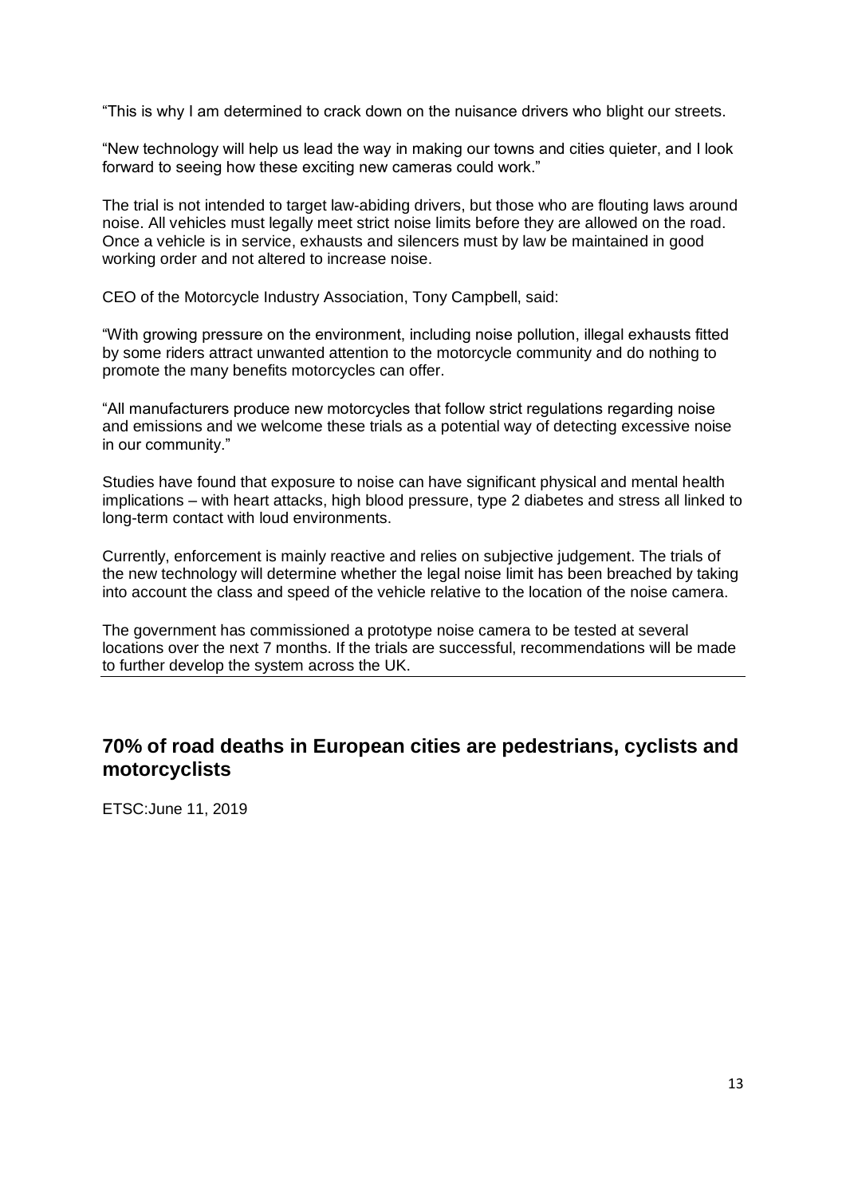"This is why I am determined to crack down on the nuisance drivers who blight our streets.

"New technology will help us lead the way in making our towns and cities quieter, and I look forward to seeing how these exciting new cameras could work."

The trial is not intended to target law-abiding drivers, but those who are flouting laws around noise. All vehicles must legally meet strict noise limits before they are allowed on the road. Once a vehicle is in service, exhausts and silencers must by law be maintained in good working order and not altered to increase noise.

CEO of the Motorcycle Industry Association, Tony Campbell, said:

"With growing pressure on the environment, including noise pollution, illegal exhausts fitted by some riders attract unwanted attention to the motorcycle community and do nothing to promote the many benefits motorcycles can offer.

"All manufacturers produce new motorcycles that follow strict regulations regarding noise and emissions and we welcome these trials as a potential way of detecting excessive noise in our community."

Studies have found that exposure to noise can have significant physical and mental health implications – with heart attacks, high blood pressure, type 2 diabetes and stress all linked to long-term contact with loud environments.

Currently, enforcement is mainly reactive and relies on subjective judgement. The trials of the new technology will determine whether the legal noise limit has been breached by taking into account the class and speed of the vehicle relative to the location of the noise camera.

The government has commissioned a prototype noise camera to be tested at several locations over the next 7 months. If the trials are successful, recommendations will be made to further develop the system across the UK.

---

## 70% of road deaths in European cities are pedestrians, cyclists and motorcyclists

ETSC:June 11, 2019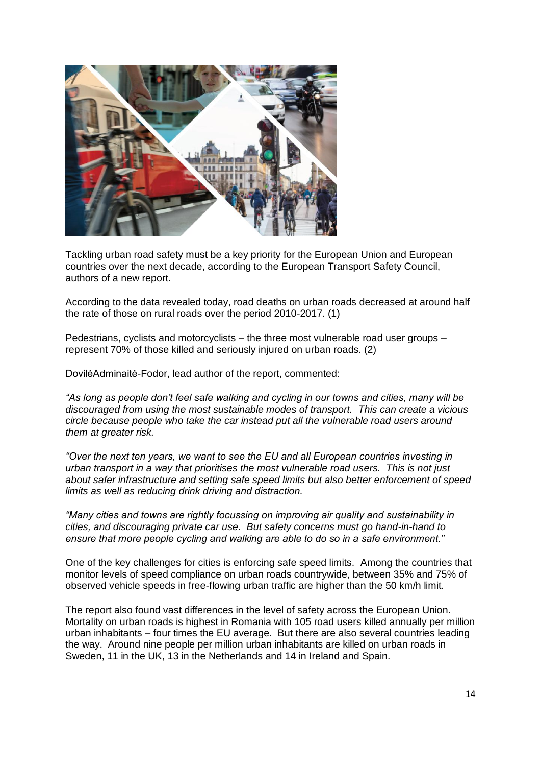Tackling urban road safety must be a key priority for the European Union and European countries over the next decade, according to the European Transport Safety Council, authors of a new report.

According to the data revealed today, road deaths on urban roads decreased at around half the rate of those on rural roads over the period 2010-2017. (1)

Pedestrians, cyclists and motorcyclists – the three most vulnerable road user groups – represent 70% of those killed and seriously injured on urban roads. (2)

DovilėAdminaitė-Fodor, lead author of the report, commented:

*"As long as people don't feel safe walking and cycling in our towns and cities, many will be discouraged from using the most sustainable modes of transport. This can create a vicious circle because people who take the car instead put all the vulnerable road users around them at greater risk.*

*"Over the next ten years, we want to see the EU and all European countries investing in urban transport in a way that prioritises the most vulnerable road users. This is not just about safer infrastructure and setting safe speed limits but also better enforcement of speed limits as well as reducing drink driving and distraction.*

*"Many cities and towns are rightly focussing on improving air quality and sustainability in cities, and discouraging private car use. But safety concerns must go hand-in-hand to ensure that more people cycling and walking are able to do so in a safe environment."*

One of the key challenges for cities is enforcing safe speed limits. Among the countries that monitor levels of speed compliance on urban roads countrywide, between 35% and 75% of observed vehicle speeds in free-flowing urban traffic are higher than the 50 km/h limit.

The report also found vast differences in the level of safety across the European Union. Mortality on urban roads is highest in Romania with 105 road users killed annually per million urban inhabitants – four times the EU average. But there are also several countries leading the way. Around nine people per million urban inhabitants are killed on urban roads in Sweden, 11 in the UK, 13 in the Netherlands and 14 in Ireland and Spain.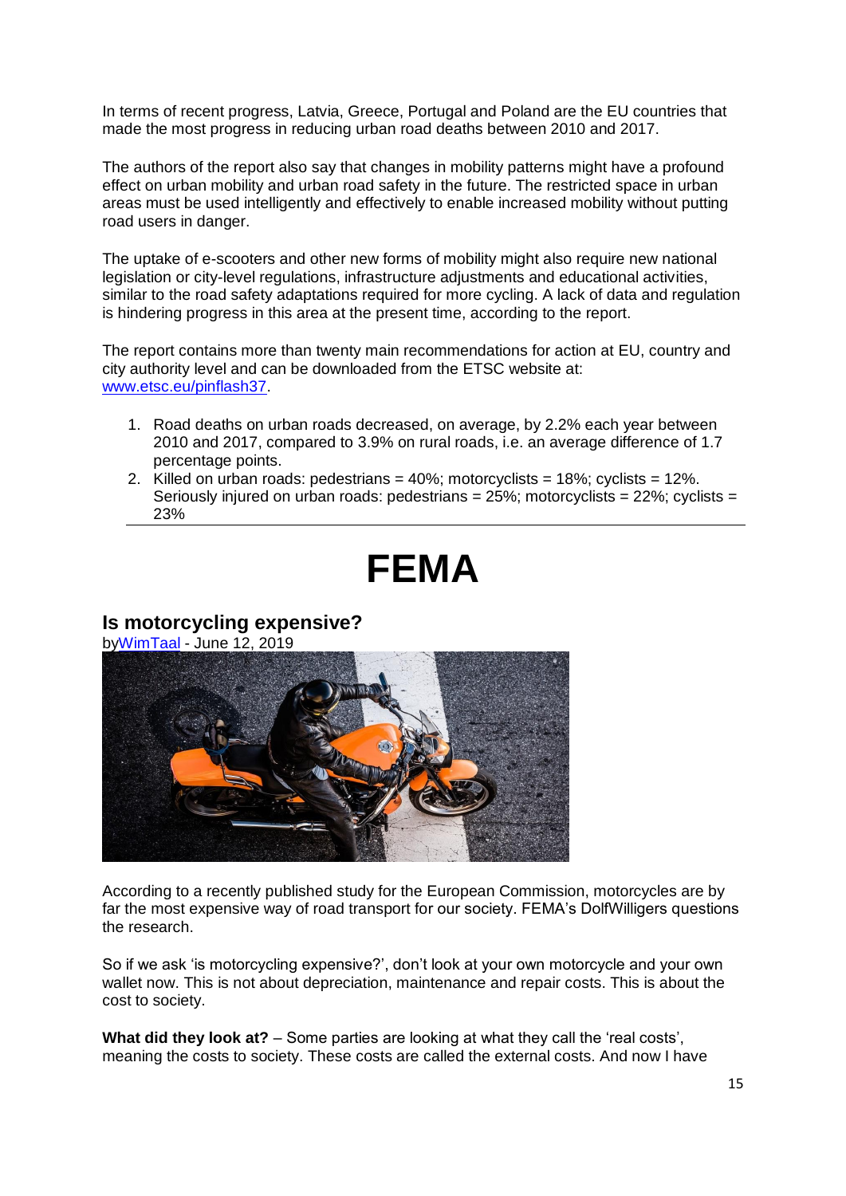In terms of recent progress, Latvia, Greece, Portugal and Poland are the EU countries that made the most progress in reducing urban road deaths between 2010 and 2017.

The authors of the report also say that changes in mobility patterns might have a profound effect on urban mobility and urban road safety in the future. The restricted space in urban areas must be used intelligently and effectively to enable increased mobility without putting road users in danger.

The uptake of e-scooters and other new forms of mobility might also require new national legislation or city-level regulations, infrastructure adjustments and educational activities, similar to the road safety adaptations required for more cycling. A lack of data and regulation is hindering progress in this area at the present time, according to the report.

The report contains more than twenty main recommendations for action at EU, country and city authority level and can be downloaded from the ETSC website at: www.etsc.eu/pinflash37.

1. Road deaths on urban roads decreased, on average, by 2.2% each year between 2010 and 2017, compared to 3.9% on rural roads, i.e. an average difference of 1.7 percentage points.
2. Killed on urban roads: pedestrians = 40%; motorcyclists = 18%; cyclists = 12%. Seriously injured on urban roads: pedestrians = 25%; motorcyclists = 22%; cyclists = 23%

---

# FEMA

## Is motorcycling expensive?

byWimTaal - June 12, 2019

According to a recently published study for the European Commission, motorcycles are by far the most expensive way of road transport for our society. FEMA's DolfWilligers questions the research.

So if we ask 'is motorcycling expensive?', don't look at your own motorcycle and your own wallet now. This is not about depreciation, maintenance and repair costs. This is about the cost to society.

**What did they look at?** – Some parties are looking at what they call the 'real costs', meaning the costs to society. These costs are called the external costs. And now I have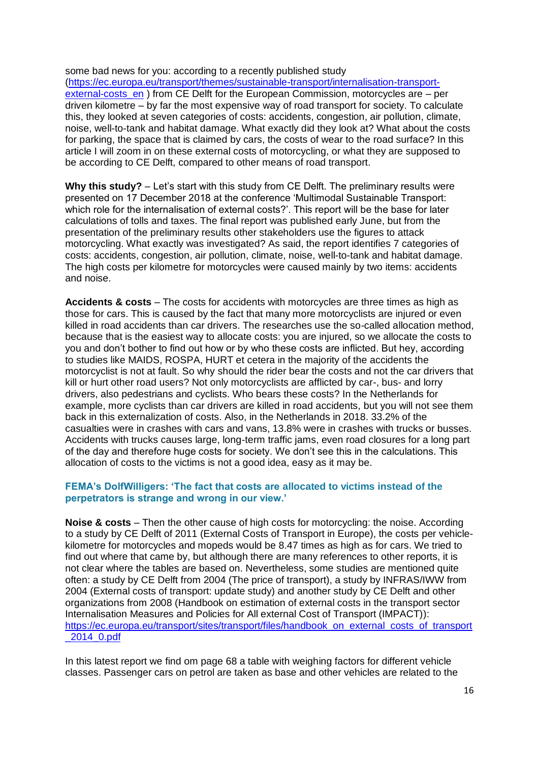some bad news for you: according to a recently published study (https://ec.europa.eu/transport/themes/sustainable-transport/internalisation-transport-external-costs_en ) from CE Delft for the European Commission, motorcycles are – per driven kilometre – by far the most expensive way of road transport for society. To calculate this, they looked at seven categories of costs: accidents, congestion, air pollution, climate, noise, well-to-tank and habitat damage. What exactly did they look at? What about the costs for parking, the space that is claimed by cars, the costs of wear to the road surface? In this article I will zoom in on these external costs of motorcycling, or what they are supposed to be according to CE Delft, compared to other means of road transport.

**Why this study?** – Let's start with this study from CE Delft. The preliminary results were presented on 17 December 2018 at the conference 'Multimodal Sustainable Transport: which role for the internalisation of external costs?'. This report will be the base for later calculations of tolls and taxes. The final report was published early June, but from the presentation of the preliminary results other stakeholders use the figures to attack motorcycling. What exactly was investigated? As said, the report identifies 7 categories of costs: accidents, congestion, air pollution, climate, noise, well-to-tank and habitat damage. The high costs per kilometre for motorcycles were caused mainly by two items: accidents and noise.

**Accidents & costs** – The costs for accidents with motorcycles are three times as high as those for cars. This is caused by the fact that many more motorcyclists are injured or even killed in road accidents than car drivers. The researches use the so-called allocation method, because that is the easiest way to allocate costs: you are injured, so we allocate the costs to you and don't bother to find out how or by who these costs are inflicted. But hey, according to studies like MAIDS, ROSPA, HURT et cetera in the majority of the accidents the motorcyclist is not at fault. So why should the rider bear the costs and not the car drivers that kill or hurt other road users? Not only motorcyclists are afflicted by car-, bus- and lorry drivers, also pedestrians and cyclists. Who bears these costs? In the Netherlands for example, more cyclists than car drivers are killed in road accidents, but you will not see them back in this externalization of costs. Also, in the Netherlands in 2018. 33.2% of the casualties were in crashes with cars and vans, 13.8% were in crashes with trucks or busses. Accidents with trucks causes large, long-term traffic jams, even road closures for a long part of the day and therefore huge costs for society. We don't see this in the calculations. This allocation of costs to the victims is not a good idea, easy as it may be.

**FEMA's DolfWilligers: 'The fact that costs are allocated to victims instead of the perpetrators is strange and wrong in our view.'**

**Noise & costs** – Then the other cause of high costs for motorcycling: the noise. According to a study by CE Delft of 2011 (External Costs of Transport in Europe), the costs per vehicle-kilometre for motorcycles and mopeds would be 8.47 times as high as for cars. We tried to find out where that came by, but although there are many references to other reports, it is not clear where the tables are based on. Nevertheless, some studies are mentioned quite often: a study by CE Delft from 2004 (The price of transport), a study by INFRAS/IWW from 2004 (External costs of transport: update study) and another study by CE Delft and other organizations from 2008 (Handbook on estimation of external costs in the transport sector Internalisation Measures and Policies for All external Cost of Transport (IMPACT)): https://ec.europa.eu/transport/sites/transport/files/handbook_on_external_costs_of_transport_2014_0.pdf

In this latest report we find om page 68 a table with weighing factors for different vehicle classes. Passenger cars on petrol are taken as base and other vehicles are related to the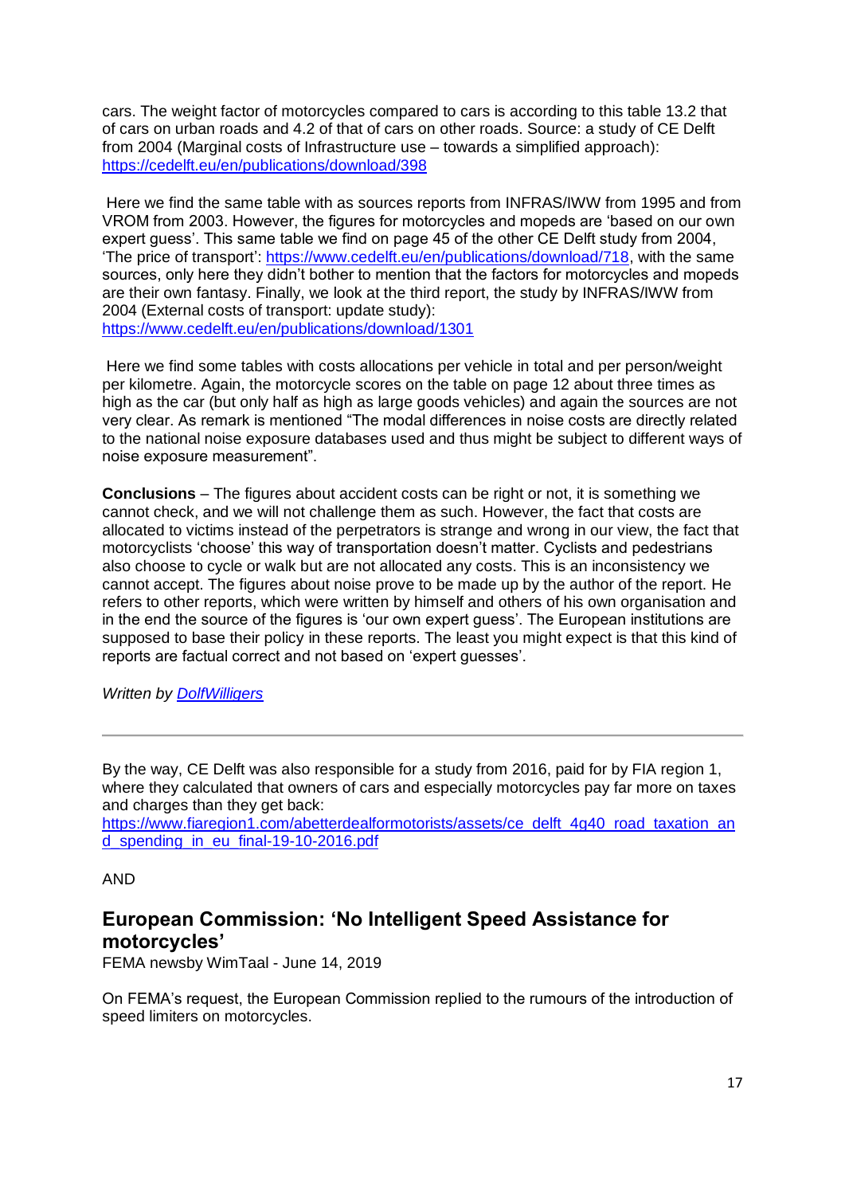cars. The weight factor of motorcycles compared to cars is according to this table 13.2 that of cars on urban roads and 4.2 of that of cars on other roads. Source: a study of CE Delft from 2004 (Marginal costs of Infrastructure use – towards a simplified approach): https://cedelft.eu/en/publications/download/398

Here we find the same table with as sources reports from INFRAS/IWW from 1995 and from VROM from 2003. However, the figures for motorcycles and mopeds are 'based on our own expert guess'. This same table we find on page 45 of the other CE Delft study from 2004, 'The price of transport': https://www.cedelft.eu/en/publications/download/718, with the same sources, only here they didn't bother to mention that the factors for motorcycles and mopeds are their own fantasy. Finally, we look at the third report, the study by INFRAS/IWW from 2004 (External costs of transport: update study): https://www.cedelft.eu/en/publications/download/1301

Here we find some tables with costs allocations per vehicle in total and per person/weight per kilometre. Again, the motorcycle scores on the table on page 12 about three times as high as the car (but only half as high as large goods vehicles) and again the sources are not very clear. As remark is mentioned "The modal differences in noise costs are directly related to the national noise exposure databases used and thus might be subject to different ways of noise exposure measurement".

**Conclusions** – The figures about accident costs can be right or not, it is something we cannot check, and we will not challenge them as such. However, the fact that costs are allocated to victims instead of the perpetrators is strange and wrong in our view, the fact that motorcyclists 'choose' this way of transportation doesn't matter. Cyclists and pedestrians also choose to cycle or walk but are not allocated any costs. This is an inconsistency we cannot accept. The figures about noise prove to be made up by the author of the report. He refers to other reports, which were written by himself and others of his own organisation and in the end the source of the figures is 'our own expert guess'. The European institutions are supposed to base their policy in these reports. The least you might expect is that this kind of reports are factual correct and not based on 'expert guesses'.

*Written by DolfWilligers*

---

By the way, CE Delft was also responsible for a study from 2016, paid for by FIA region 1, where they calculated that owners of cars and especially motorcycles pay far more on taxes and charges than they get back: https://www.fiaregion1.com/abetterdealformotorists/assets/ce_delft_4g40_road_taxation_and_spending_in_eu_final-19-10-2016.pdf

AND

## European Commission: 'No Intelligent Speed Assistance for motorcycles'

FEMA newsby WimTaal - June 14, 2019

On FEMA's request, the European Commission replied to the rumours of the introduction of speed limiters on motorcycles.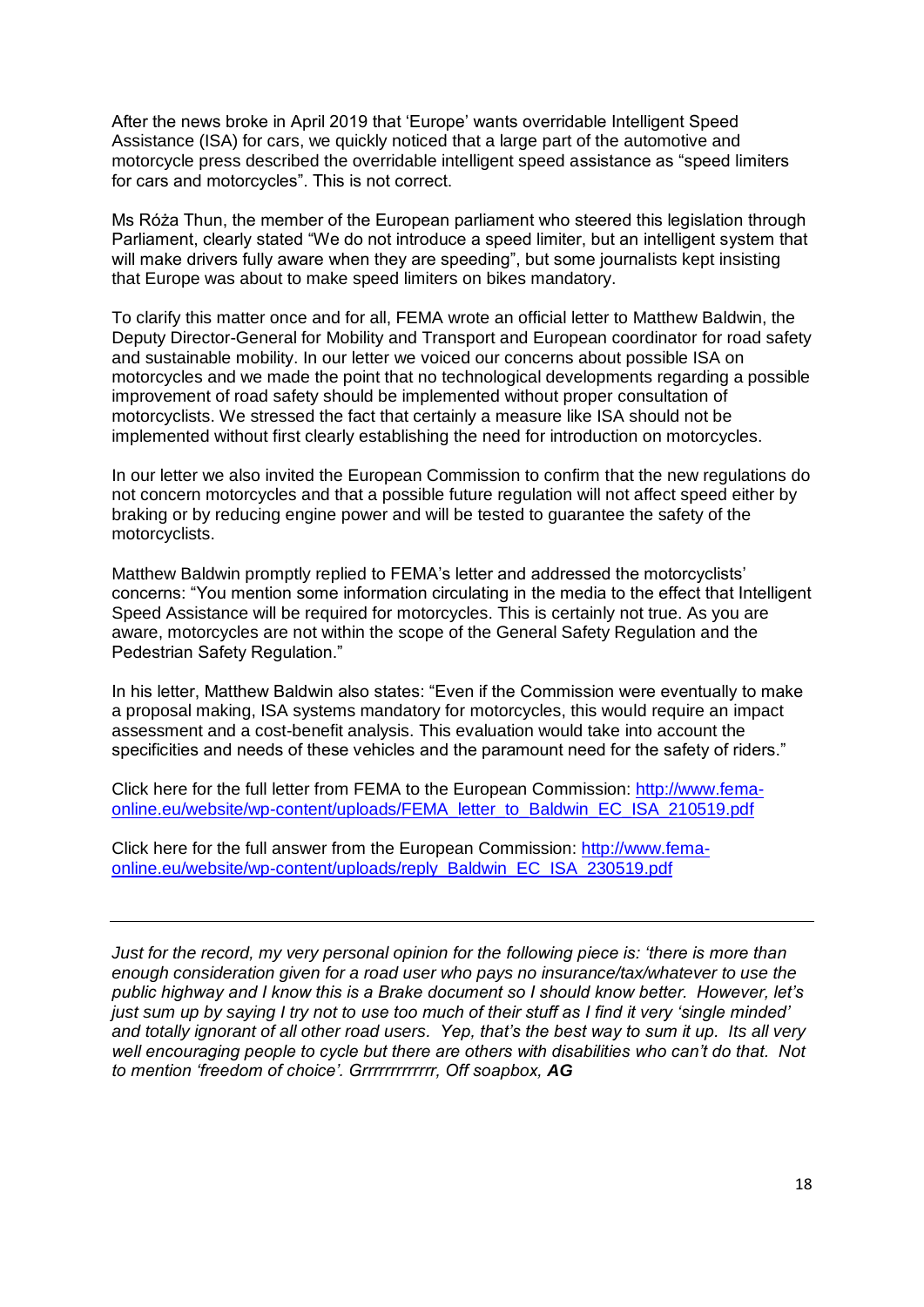After the news broke in April 2019 that 'Europe' wants overridable Intelligent Speed Assistance (ISA) for cars, we quickly noticed that a large part of the automotive and motorcycle press described the overridable intelligent speed assistance as "speed limiters for cars and motorcycles". This is not correct.

Ms Róża Thun, the member of the European parliament who steered this legislation through Parliament, clearly stated "We do not introduce a speed limiter, but an intelligent system that will make drivers fully aware when they are speeding", but some journalists kept insisting that Europe was about to make speed limiters on bikes mandatory.

To clarify this matter once and for all, FEMA wrote an official letter to Matthew Baldwin, the Deputy Director-General for Mobility and Transport and European coordinator for road safety and sustainable mobility. In our letter we voiced our concerns about possible ISA on motorcycles and we made the point that no technological developments regarding a possible improvement of road safety should be implemented without proper consultation of motorcyclists. We stressed the fact that certainly a measure like ISA should not be implemented without first clearly establishing the need for introduction on motorcycles.

In our letter we also invited the European Commission to confirm that the new regulations do not concern motorcycles and that a possible future regulation will not affect speed either by braking or by reducing engine power and will be tested to guarantee the safety of the motorcyclists.

Matthew Baldwin promptly replied to FEMA's letter and addressed the motorcyclists' concerns: "You mention some information circulating in the media to the effect that Intelligent Speed Assistance will be required for motorcycles. This is certainly not true. As you are aware, motorcycles are not within the scope of the General Safety Regulation and the Pedestrian Safety Regulation."

In his letter, Matthew Baldwin also states: "Even if the Commission were eventually to make a proposal making, ISA systems mandatory for motorcycles, this would require an impact assessment and a cost-benefit analysis. This evaluation would take into account the specificities and needs of these vehicles and the paramount need for the safety of riders."

Click here for the full letter from FEMA to the European Commission: [http://www.fema-online.eu/website/wp-content/uploads/FEMA_letter_to_Baldwin_EC_ISA_210519.pdf](http://www.fema-online.eu/website/wp-content/uploads/FEMA_letter_to_Baldwin_EC_ISA_210519.pdf)

Click here for the full answer from the European Commission: [http://www.fema-online.eu/website/wp-content/uploads/reply_Baldwin_EC_ISA_230519.pdf](http://www.fema-online.eu/website/wp-content/uploads/reply_Baldwin_EC_ISA_230519.pdf)

---

*Just for the record, my very personal opinion for the following piece is: 'there is more than enough consideration given for a road user who pays no insurance/tax/whatever to use the public highway and I know this is a Brake document so I should know better. However, let's just sum up by saying I try not to use too much of their stuff as I find it very 'single minded' and totally ignorant of all other road users. Yep, that's the best way to sum it up. Its all very well encouraging people to cycle but there are others with disabilities who can't do that. Not to mention 'freedom of choice'. Grrrrrrrrrrrrr, Off soapbox,* ***AG***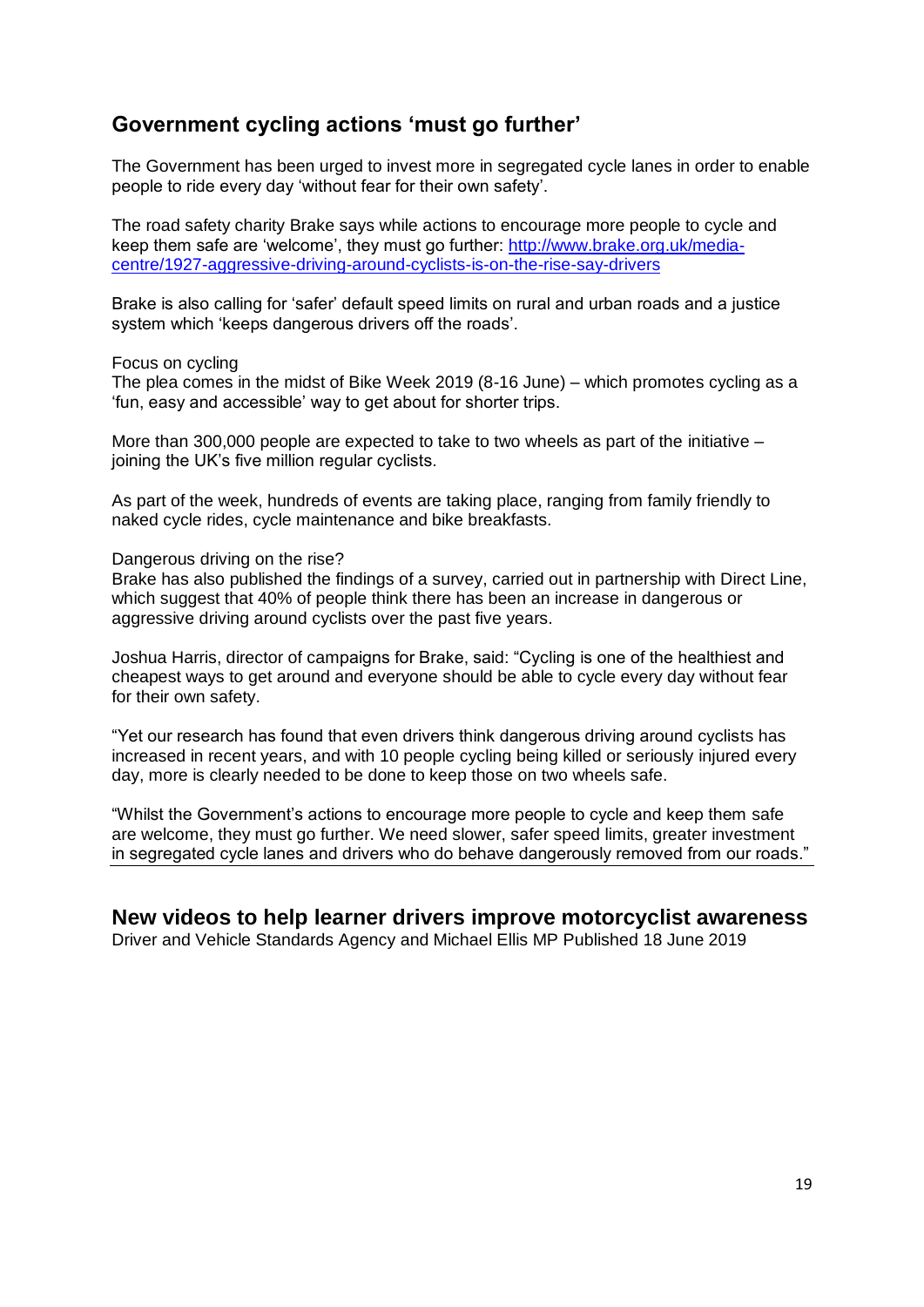## Government cycling actions 'must go further'

The Government has been urged to invest more in segregated cycle lanes in order to enable people to ride every day 'without fear for their own safety'.

The road safety charity Brake says while actions to encourage more people to cycle and keep them safe are 'welcome', they must go further: [http://www.brake.org.uk/media-centre/1927-aggressive-driving-around-cyclists-is-on-the-rise-say-drivers](http://www.brake.org.uk/media-centre/1927-aggressive-driving-around-cyclists-is-on-the-rise-say-drivers)

Brake is also calling for 'safer' default speed limits on rural and urban roads and a justice system which 'keeps dangerous drivers off the roads'.

Focus on cycling

The plea comes in the midst of Bike Week 2019 (8-16 June) – which promotes cycling as a 'fun, easy and accessible' way to get about for shorter trips.

More than 300,000 people are expected to take to two wheels as part of the initiative – joining the UK's five million regular cyclists.

As part of the week, hundreds of events are taking place, ranging from family friendly to naked cycle rides, cycle maintenance and bike breakfasts.

Dangerous driving on the rise?

Brake has also published the findings of a survey, carried out in partnership with Direct Line, which suggest that 40% of people think there has been an increase in dangerous or aggressive driving around cyclists over the past five years.

Joshua Harris, director of campaigns for Brake, said: "Cycling is one of the healthiest and cheapest ways to get around and everyone should be able to cycle every day without fear for their own safety.

"Yet our research has found that even drivers think dangerous driving around cyclists has increased in recent years, and with 10 people cycling being killed or seriously injured every day, more is clearly needed to be done to keep those on two wheels safe.

"Whilst the Government's actions to encourage more people to cycle and keep them safe are welcome, they must go further. We need slower, safer speed limits, greater investment in segregated cycle lanes and drivers who do behave dangerously removed from our roads."

---

## New videos to help learner drivers improve motorcyclist awareness

Driver and Vehicle Standards Agency and Michael Ellis MP Published 18 June 2019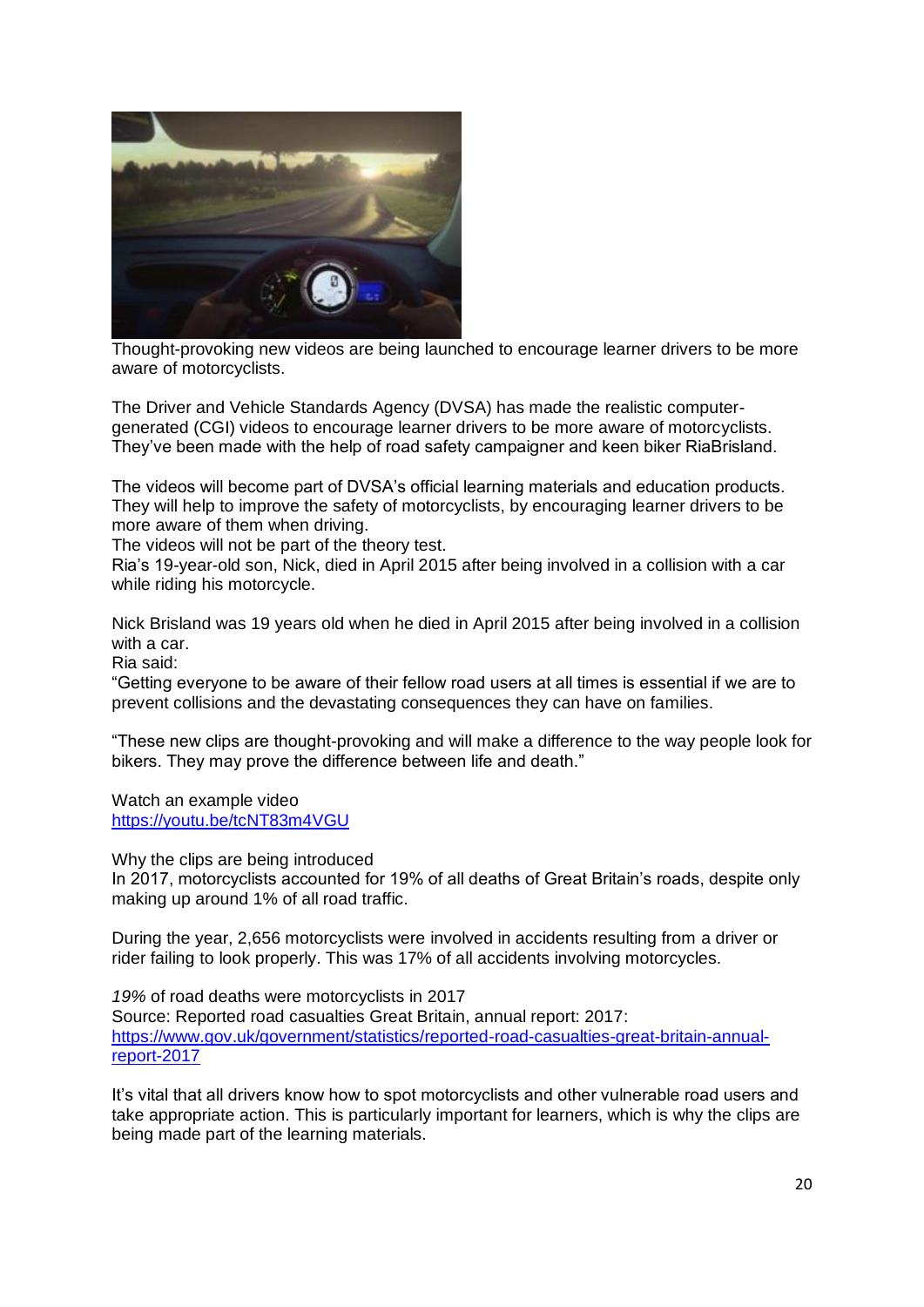Thought-provoking new videos are being launched to encourage learner drivers to be more aware of motorcyclists.

The Driver and Vehicle Standards Agency (DVSA) has made the realistic computer-generated (CGI) videos to encourage learner drivers to be more aware of motorcyclists. They've been made with the help of road safety campaigner and keen biker RiaBrisland.

The videos will become part of DVSA's official learning materials and education products. They will help to improve the safety of motorcyclists, by encouraging learner drivers to be more aware of them when driving.

The videos will not be part of the theory test.

Ria's 19-year-old son, Nick, died in April 2015 after being involved in a collision with a car while riding his motorcycle.

Nick Brisland was 19 years old when he died in April 2015 after being involved in a collision with a car.

Ria said:

"Getting everyone to be aware of their fellow road users at all times is essential if we are to prevent collisions and the devastating consequences they can have on families.

"These new clips are thought-provoking and will make a difference to the way people look for bikers. They may prove the difference between life and death."

Watch an example video
https://youtu.be/tcNT83m4VGU

Why the clips are being introduced

In 2017, motorcyclists accounted for 19% of all deaths of Great Britain's roads, despite only making up around 1% of all road traffic.

During the year, 2,656 motorcyclists were involved in accidents resulting from a driver or rider failing to look properly. This was 17% of all accidents involving motorcycles.

*19%* of road deaths were motorcyclists in 2017
Source: Reported road casualties Great Britain, annual report: 2017:
https://www.gov.uk/government/statistics/reported-road-casualties-great-britain-annual-report-2017

It's vital that all drivers know how to spot motorcyclists and other vulnerable road users and take appropriate action. This is particularly important for learners, which is why the clips are being made part of the learning materials.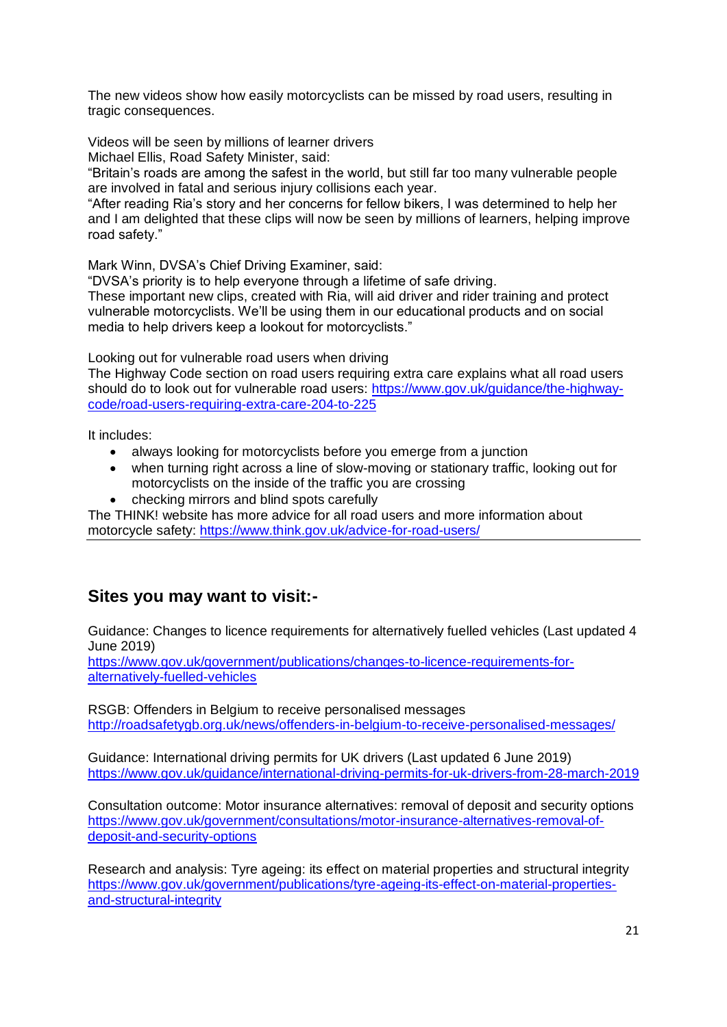The new videos show how easily motorcyclists can be missed by road users, resulting in tragic consequences.

Videos will be seen by millions of learner drivers

Michael Ellis, Road Safety Minister, said:

“Britain’s roads are among the safest in the world, but still far too many vulnerable people are involved in fatal and serious injury collisions each year.

“After reading Ria’s story and her concerns for fellow bikers, I was determined to help her and I am delighted that these clips will now be seen by millions of learners, helping improve road safety.”

Mark Winn, DVSA’s Chief Driving Examiner, said:

“DVSA’s priority is to help everyone through a lifetime of safe driving.

These important new clips, created with Ria, will aid driver and rider training and protect vulnerable motorcyclists. We’ll be using them in our educational products and on social media to help drivers keep a lookout for motorcyclists.”

Looking out for vulnerable road users when driving

The Highway Code section on road users requiring extra care explains what all road users should do to look out for vulnerable road users: [https://www.gov.uk/guidance/the-highway-code/road-users-requiring-extra-care-204-to-225](https://www.gov.uk/guidance/the-highway-code/road-users-requiring-extra-care-204-to-225)

It includes:

- always looking for motorcyclists before you emerge from a junction
- when turning right across a line of slow-moving or stationary traffic, looking out for motorcyclists on the inside of the traffic you are crossing
- checking mirrors and blind spots carefully

The THINK! website has more advice for all road users and more information about motorcycle safety: [https://www.think.gov.uk/advice-for-road-users/](https://www.think.gov.uk/advice-for-road-users/)

---

## Sites you may want to visit:-

Guidance: Changes to licence requirements for alternatively fuelled vehicles (Last updated 4 June 2019)
[https://www.gov.uk/government/publications/changes-to-licence-requirements-for-alternatively-fuelled-vehicles](https://www.gov.uk/government/publications/changes-to-licence-requirements-for-alternatively-fuelled-vehicles)

RSGB: Offenders in Belgium to receive personalised messages
[http://roadsafetygb.org.uk/news/offenders-in-belgium-to-receive-personalised-messages/](http://roadsafetygb.org.uk/news/offenders-in-belgium-to-receive-personalised-messages/)

Guidance: International driving permits for UK drivers (Last updated 6 June 2019)
[https://www.gov.uk/guidance/international-driving-permits-for-uk-drivers-from-28-march-2019](https://www.gov.uk/guidance/international-driving-permits-for-uk-drivers-from-28-march-2019)

Consultation outcome: Motor insurance alternatives: removal of deposit and security options
[https://www.gov.uk/government/consultations/motor-insurance-alternatives-removal-of-deposit-and-security-options](https://www.gov.uk/government/consultations/motor-insurance-alternatives-removal-of-deposit-and-security-options)

Research and analysis: Tyre ageing: its effect on material properties and structural integrity
[https://www.gov.uk/government/publications/tyre-ageing-its-effect-on-material-properties-and-structural-integrity](https://www.gov.uk/government/publications/tyre-ageing-its-effect-on-material-properties-and-structural-integrity)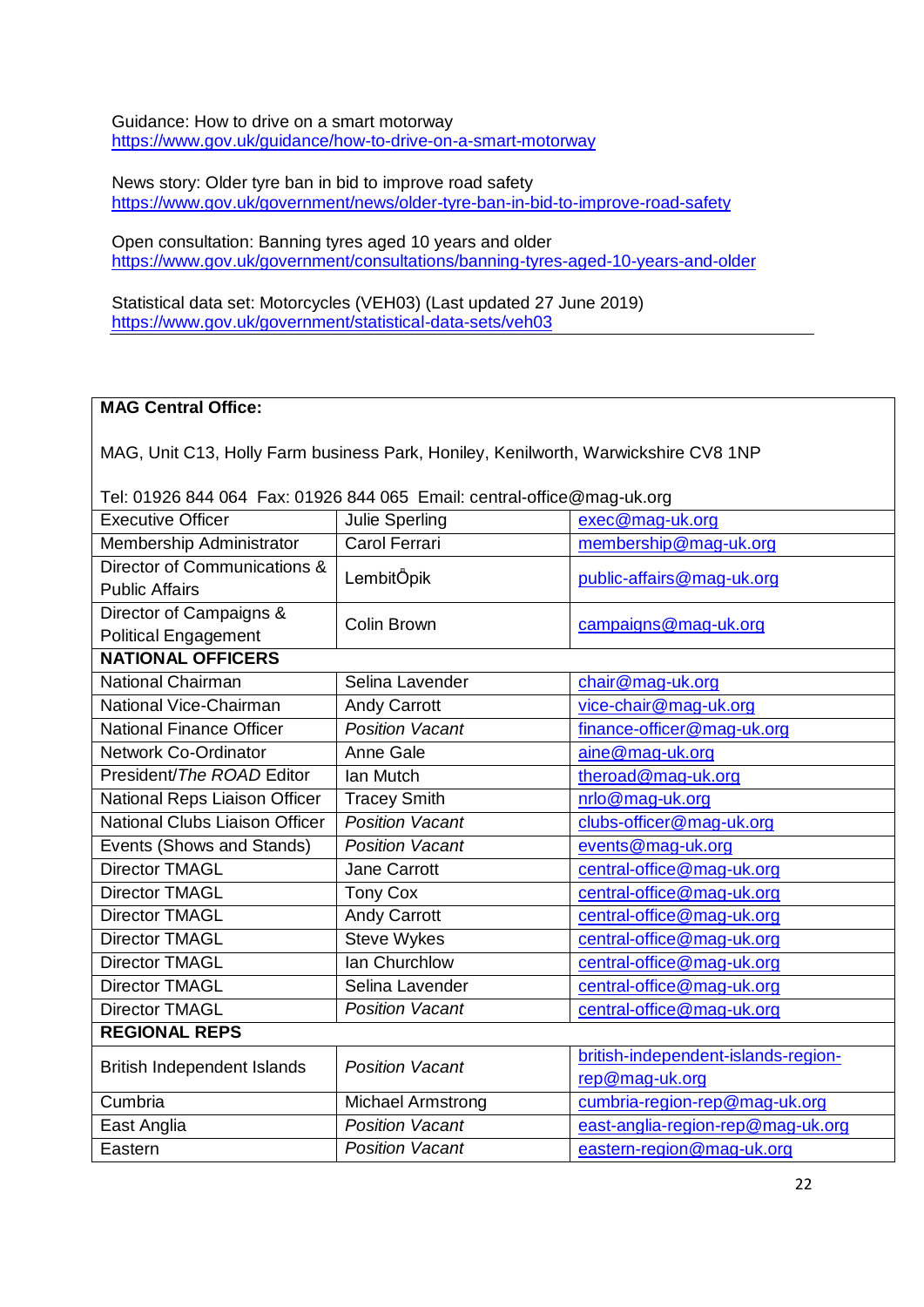Guidance: How to drive on a smart motorway
https://www.gov.uk/guidance/how-to-drive-on-a-smart-motorway

News story: Older tyre ban in bid to improve road safety
https://www.gov.uk/government/news/older-tyre-ban-in-bid-to-improve-road-safety

Open consultation: Banning tyres aged 10 years and older
https://www.gov.uk/government/consultations/banning-tyres-aged-10-years-and-older

Statistical data set: Motorcycles (VEH03) (Last updated 27 June 2019)
https://www.gov.uk/government/statistical-data-sets/veh03

| **MAG Central Office:**<br><br>MAG, Unit C13, Holly Farm business Park, Honiley, Kenilworth, Warwickshire CV8 1NP<br><br>Tel: 01926 844 064  Fax: 01926 844 065  Email: central-office@mag-uk.org | | |
|---|---|---|
| Executive Officer | Julie Sperling | exec@mag-uk.org |
| Membership Administrator | Carol Ferrari | membership@mag-uk.org |
| Director of Communications & Public Affairs | LembitÖpik | public-affairs@mag-uk.org |
| Director of Campaigns & Political Engagement | Colin Brown | campaigns@mag-uk.org |
| **NATIONAL OFFICERS** | | |
| National Chairman | Selina Lavender | chair@mag-uk.org |
| National Vice-Chairman | Andy Carrott | vice-chair@mag-uk.org |
| National Finance Officer | *Position Vacant* | finance-officer@mag-uk.org |
| Network Co-Ordinator | Anne Gale | aine@mag-uk.org |
| President/*The ROAD* Editor | Ian Mutch | theroad@mag-uk.org |
| National Reps Liaison Officer | Tracey Smith | nrlo@mag-uk.org |
| National Clubs Liaison Officer | *Position Vacant* | clubs-officer@mag-uk.org |
| Events (Shows and Stands) | *Position Vacant* | events@mag-uk.org |
| Director TMAGL | Jane Carrott | central-office@mag-uk.org |
| Director TMAGL | Tony Cox | central-office@mag-uk.org |
| Director TMAGL | Andy Carrott | central-office@mag-uk.org |
| Director TMAGL | Steve Wykes | central-office@mag-uk.org |
| Director TMAGL | Ian Churchlow | central-office@mag-uk.org |
| Director TMAGL | Selina Lavender | central-office@mag-uk.org |
| Director TMAGL | *Position Vacant* | central-office@mag-uk.org |
| **REGIONAL REPS** | | |
| British Independent Islands | *Position Vacant* | british-independent-islands-region-rep@mag-uk.org |
| Cumbria | Michael Armstrong | cumbria-region-rep@mag-uk.org |
| East Anglia | *Position Vacant* | east-anglia-region-rep@mag-uk.org |
| Eastern | *Position Vacant* | eastern-region@mag-uk.org |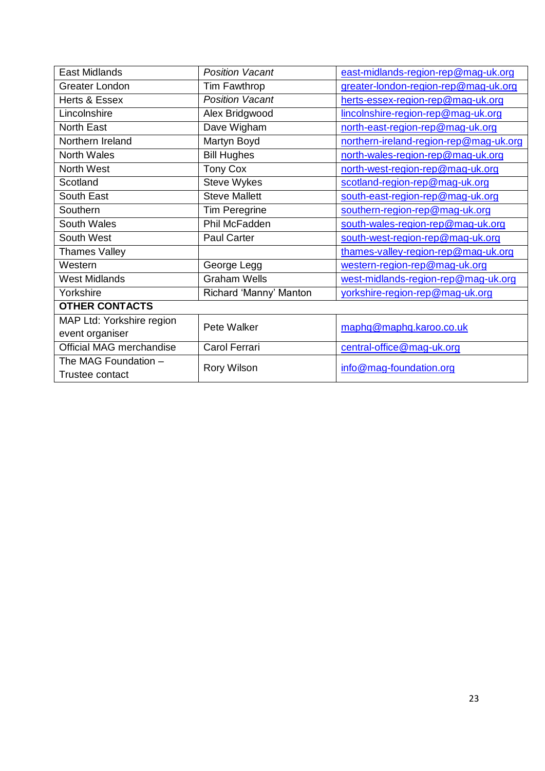| | | |
|---|---|---|
| East Midlands | *Position Vacant* | east-midlands-region-rep@mag-uk.org |
| Greater London | Tim Fawthrop | greater-london-region-rep@mag-uk.org |
| Herts & Essex | *Position Vacant* | herts-essex-region-rep@mag-uk.org |
| Lincolnshire | Alex Bridgwood | lincolnshire-region-rep@mag-uk.org |
| North East | Dave Wigham | north-east-region-rep@mag-uk.org |
| Northern Ireland | Martyn Boyd | northern-ireland-region-rep@mag-uk.org |
| North Wales | Bill Hughes | north-wales-region-rep@mag-uk.org |
| North West | Tony Cox | north-west-region-rep@mag-uk.org |
| Scotland | Steve Wykes | scotland-region-rep@mag-uk.org |
| South East | Steve Mallett | south-east-region-rep@mag-uk.org |
| Southern | Tim Peregrine | southern-region-rep@mag-uk.org |
| South Wales | Phil McFadden | south-wales-region-rep@mag-uk.org |
| South West | Paul Carter | south-west-region-rep@mag-uk.org |
| Thames Valley | | thames-valley-region-rep@mag-uk.org |
| Western | George Legg | western-region-rep@mag-uk.org |
| West Midlands | Graham Wells | west-midlands-region-rep@mag-uk.org |
| Yorkshire | Richard 'Manny' Manton | yorkshire-region-rep@mag-uk.org |
| **OTHER CONTACTS** | | |
| MAP Ltd: Yorkshire region event organiser | Pete Walker | maphq@maphq.karoo.co.uk |
| Official MAG merchandise | Carol Ferrari | central-office@mag-uk.org |
| The MAG Foundation – Trustee contact | Rory Wilson | info@mag-foundation.org |